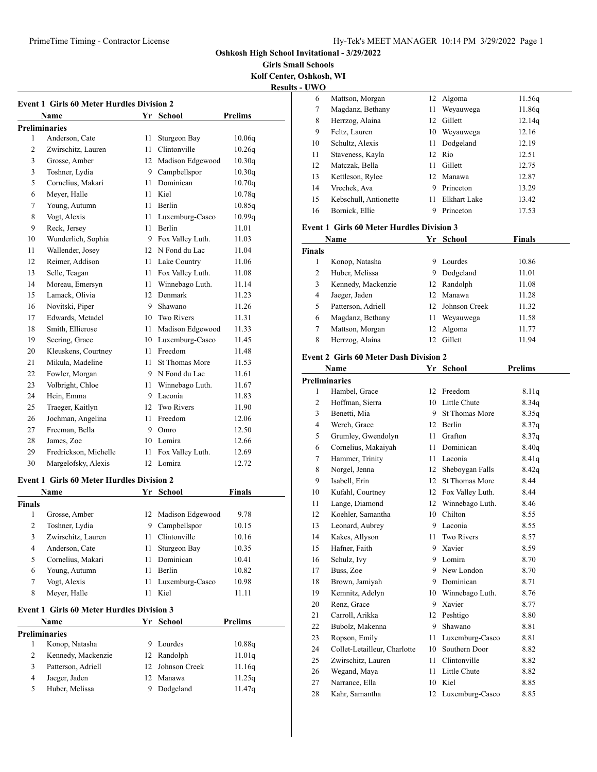# Oshkosh High School Invitational - 3/29/2022

**Girls Small Schools**

**Kolf Center, Oshkosh, WI**

**Results - UWO**

### Event 1 Girls 60 Meter Hurdles Division 2

**Preliminaries**

| | Name | Yr | School | Prelims |
|---|---|---|---|---|
| 1 | Anderson, Cate | 11 | Sturgeon Bay | 10.06q |
| 2 | Zwirschitz, Lauren | 11 | Clintonville | 10.26q |
| 3 | Grosse, Amber | 12 | Madison Edgewood | 10.30q |
| 3 | Toshner, Lydia | 9 | Campbellspor | 10.30q |
| 5 | Cornelius, Makari | 11 | Dominican | 10.70q |
| 6 | Meyer, Halle | 11 | Kiel | 10.78q |
| 7 | Young, Autumn | 11 | Berlin | 10.85q |
| 8 | Vogt, Alexis | 11 | Luxemburg-Casco | 10.99q |
| 9 | Reck, Jersey | 11 | Berlin | 11.01 |
| 10 | Wunderlich, Sophia | 9 | Fox Valley Luth. | 11.03 |
| 11 | Wallender, Josey | 12 | N Fond du Lac | 11.04 |
| 12 | Reimer, Addison | 11 | Lake Country | 11.06 |
| 13 | Selle, Teagan | 11 | Fox Valley Luth. | 11.08 |
| 14 | Moreau, Emersyn | 11 | Winnebago Luth. | 11.14 |
| 15 | Lamack, Olivia | 12 | Denmark | 11.23 |
| 16 | Novitski, Piper | 9 | Shawano | 11.26 |
| 17 | Edwards, Metadel | 10 | Two Rivers | 11.31 |
| 18 | Smith, Ellierose | 11 | Madison Edgewood | 11.33 |
| 19 | Seering, Grace | 10 | Luxemburg-Casco | 11.45 |
| 20 | Kleuskens, Courtney | 11 | Freedom | 11.48 |
| 21 | Mikula, Madeline | 11 | St Thomas More | 11.53 |
| 22 | Fowler, Morgan | 9 | N Fond du Lac | 11.61 |
| 23 | Volbright, Chloe | 11 | Winnebago Luth. | 11.67 |
| 24 | Hein, Emma | 9 | Laconia | 11.83 |
| 25 | Traeger, Kaitlyn | 12 | Two Rivers | 11.90 |
| 26 | Jochman, Angelina | 11 | Freedom | 12.06 |
| 27 | Freeman, Bella | 9 | Omro | 12.50 |
| 28 | James, Zoe | 10 | Lomira | 12.66 |
| 29 | Fredrickson, Michelle | 11 | Fox Valley Luth. | 12.69 |
| 30 | Margelofsky, Alexis | 12 | Lomira | 12.72 |

### Event 1 Girls 60 Meter Hurdles Division 2

**Finals**

| | Name | Yr | School | Finals |
|---|---|---|---|---|
| 1 | Grosse, Amber | 12 | Madison Edgewood | 9.78 |
| 2 | Toshner, Lydia | 9 | Campbellspor | 10.15 |
| 3 | Zwirschitz, Lauren | 11 | Clintonville | 10.16 |
| 4 | Anderson, Cate | 11 | Sturgeon Bay | 10.35 |
| 5 | Cornelius, Makari | 11 | Dominican | 10.41 |
| 6 | Young, Autumn | 11 | Berlin | 10.82 |
| 7 | Vogt, Alexis | 11 | Luxemburg-Casco | 10.98 |
| 8 | Meyer, Halle | 11 | Kiel | 11.11 |

### Event 1 Girls 60 Meter Hurdles Division 3

**Preliminaries**

| | Name | Yr | School | Prelims |
|---|---|---|---|---|
| 1 | Konop, Natasha | 9 | Lourdes | 10.88q |
| 2 | Kennedy, Mackenzie | 12 | Randolph | 11.01q |
| 3 | Patterson, Adriell | 12 | Johnson Creek | 11.16q |
| 4 | Jaeger, Jaden | 12 | Manawa | 11.25q |
| 5 | Huber, Melissa | 9 | Dodgeland | 11.47q |
| 6 | Mattson, Morgan | 12 | Algoma | 11.56q |
| 7 | Magdanz, Bethany | 11 | Weyauwega | 11.86q |
| 8 | Herrzog, Alaina | 12 | Gillett | 12.14q |
| 9 | Feltz, Lauren | 10 | Weyauwega | 12.16 |
| 10 | Schultz, Alexis | 11 | Dodgeland | 12.19 |
| 11 | Staveness, Kayla | 12 | Rio | 12.51 |
| 12 | Matczak, Bella | 11 | Gillett | 12.75 |
| 13 | Kettleson, Rylee | 12 | Manawa | 12.87 |
| 14 | Vrechek, Ava | 9 | Princeton | 13.29 |
| 15 | Kebschull, Antionette | 11 | Elkhart Lake | 13.42 |
| 16 | Bornick, Ellie | 9 | Princeton | 17.53 |

### Event 1 Girls 60 Meter Hurdles Division 3

**Finals**

| | Name | Yr | School | Finals |
|---|---|---|---|---|
| 1 | Konop, Natasha | 9 | Lourdes | 10.86 |
| 2 | Huber, Melissa | 9 | Dodgeland | 11.01 |
| 3 | Kennedy, Mackenzie | 12 | Randolph | 11.08 |
| 4 | Jaeger, Jaden | 12 | Manawa | 11.28 |
| 5 | Patterson, Adriell | 12 | Johnson Creek | 11.32 |
| 6 | Magdanz, Bethany | 11 | Weyauwega | 11.58 |
| 7 | Mattson, Morgan | 12 | Algoma | 11.77 |
| 8 | Herrzog, Alaina | 12 | Gillett | 11.94 |

### Event 2 Girls 60 Meter Dash Division 2

**Preliminaries**

| | Name | Yr | School | Prelims |
|---|---|---|---|---|
| 1 | Hambel, Grace | 12 | Freedom | 8.11q |
| 2 | Hoffman, Sierra | 10 | Little Chute | 8.34q |
| 3 | Benetti, Mia | 9 | St Thomas More | 8.35q |
| 4 | Werch, Grace | 12 | Berlin | 8.37q |
| 5 | Grumley, Gwendolyn | 11 | Grafton | 8.37q |
| 6 | Cornelius, Makaiyah | 11 | Dominican | 8.40q |
| 7 | Hammer, Trinity | 11 | Laconia | 8.41q |
| 8 | Norgel, Jenna | 12 | Sheboygan Falls | 8.42q |
| 9 | Isabell, Erin | 12 | St Thomas More | 8.44 |
| 10 | Kufahl, Courtney | 12 | Fox Valley Luth. | 8.44 |
| 11 | Lange, Diamond | 12 | Winnebago Luth. | 8.46 |
| 12 | Koehler, Samantha | 10 | Chilton | 8.55 |
| 13 | Leonard, Aubrey | 9 | Laconia | 8.55 |
| 14 | Kakes, Allyson | 11 | Two Rivers | 8.57 |
| 15 | Hafner, Faith | 9 | Xavier | 8.59 |
| 16 | Schulz, Ivy | 9 | Lomira | 8.70 |
| 17 | Buss, Zoe | 9 | New London | 8.70 |
| 18 | Brown, Jamiyah | 9 | Dominican | 8.71 |
| 19 | Kemnitz, Adelyn | 10 | Winnebago Luth. | 8.76 |
| 20 | Renz, Grace | 9 | Xavier | 8.77 |
| 21 | Carroll, Arikka | 12 | Peshtigo | 8.80 |
| 22 | Bubolz, Makenna | 9 | Shawano | 8.81 |
| 23 | Ropson, Emily | 11 | Luxemburg-Casco | 8.81 |
| 24 | Collet-Letailleur, Charlotte | 10 | Southern Door | 8.82 |
| 25 | Zwirschitz, Lauren | 11 | Clintonville | 8.82 |
| 26 | Wegand, Maya | 11 | Little Chute | 8.82 |
| 27 | Narrance, Ella | 10 | Kiel | 8.85 |
| 28 | Kahr, Samantha | 12 | Luxemburg-Casco | 8.85 |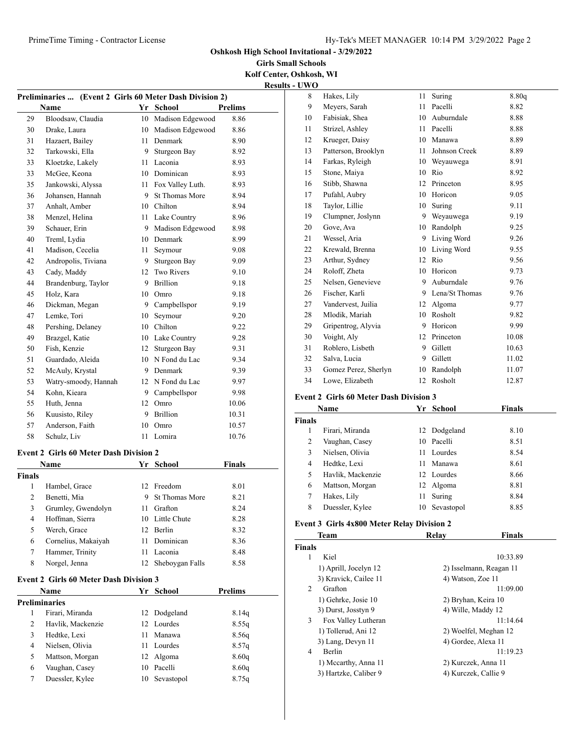# Oshkosh High School Invitational - 3/29/2022

**Girls Small Schools**

**Kolf Center, Oshkosh, WI**

**Results - UWO**

### Preliminaries ... (Event 2 Girls 60 Meter Dash Division 2)

| | Name | Yr | School | Prelims |
|---|---|---|---|---|
| 29 | Bloodsaw, Claudia | 10 | Madison Edgewood | 8.86 |
| 30 | Drake, Laura | 10 | Madison Edgewood | 8.86 |
| 31 | Hazaert, Bailey | 11 | Denmark | 8.90 |
| 32 | Tarkowski, Ella | 9 | Sturgeon Bay | 8.92 |
| 33 | Kloetzke, Lakely | 11 | Laconia | 8.93 |
| 33 | McGee, Keona | 10 | Dominican | 8.93 |
| 35 | Jankowski, Alyssa | 11 | Fox Valley Luth. | 8.93 |
| 36 | Johansen, Hannah | 9 | St Thomas More | 8.94 |
| 37 | Anhalt, Amber | 10 | Chilton | 8.94 |
| 38 | Menzel, Helina | 11 | Lake Country | 8.96 |
| 39 | Schauer, Erin | 9 | Madison Edgewood | 8.98 |
| 40 | Treml, Lydia | 10 | Denmark | 8.99 |
| 41 | Madison, Cecelia | 11 | Seymour | 9.08 |
| 42 | Andropolis, Tiviana | 9 | Sturgeon Bay | 9.09 |
| 43 | Cady, Maddy | 12 | Two Rivers | 9.10 |
| 44 | Brandenburg, Taylor | 9 | Brillion | 9.18 |
| 45 | Holz, Kara | 10 | Omro | 9.18 |
| 46 | Dickman, Megan | 9 | Campbellspor | 9.19 |
| 47 | Lemke, Tori | 10 | Seymour | 9.20 |
| 48 | Pershing, Delaney | 10 | Chilton | 9.22 |
| 49 | Brazgel, Katie | 10 | Lake Country | 9.28 |
| 50 | Fish, Kenzie | 12 | Sturgeon Bay | 9.31 |
| 51 | Guardado, Aleida | 10 | N Fond du Lac | 9.34 |
| 52 | McAuly, Krystal | 9 | Denmark | 9.39 |
| 53 | Watry-smoody, Hannah | 12 | N Fond du Lac | 9.97 |
| 54 | Kohn, Kieara | 9 | Campbellspor | 9.98 |
| 55 | Huth, Jenna | 12 | Omro | 10.06 |
| 56 | Kuusisto, Riley | 9 | Brillion | 10.31 |
| 57 | Anderson, Faith | 10 | Omro | 10.57 |
| 58 | Schulz, Liv | 11 | Lomira | 10.76 |

### Event 2 Girls 60 Meter Dash Division 2

| | Name | Yr | School | Finals |
|---|---|---|---|---|
| **Finals** | | | | |
| 1 | Hambel, Grace | 12 | Freedom | 8.01 |
| 2 | Benetti, Mia | 9 | St Thomas More | 8.21 |
| 3 | Grumley, Gwendolyn | 11 | Grafton | 8.24 |
| 4 | Hoffman, Sierra | 10 | Little Chute | 8.28 |
| 5 | Werch, Grace | 12 | Berlin | 8.32 |
| 6 | Cornelius, Makaiyah | 11 | Dominican | 8.36 |
| 7 | Hammer, Trinity | 11 | Laconia | 8.48 |
| 8 | Norgel, Jenna | 12 | Sheboygan Falls | 8.58 |

### Event 2 Girls 60 Meter Dash Division 3

| | Name | Yr | School | Prelims |
|---|---|---|---|---|
| **Preliminaries** | | | | |
| 1 | Firari, Miranda | 12 | Dodgeland | 8.14q |
| 2 | Havlik, Mackenzie | 12 | Lourdes | 8.55q |
| 3 | Hedtke, Lexi | 11 | Manawa | 8.56q |
| 4 | Nielsen, Olivia | 11 | Lourdes | 8.57q |
| 5 | Mattson, Morgan | 12 | Algoma | 8.60q |
| 6 | Vaughan, Casey | 10 | Pacelli | 8.60q |
| 7 | Duessler, Kylee | 10 | Sevastopol | 8.75q |
| 8 | Hakes, Lily | 11 | Suring | 8.80q |
| 9 | Meyers, Sarah | 11 | Pacelli | 8.82 |
| 10 | Fabisiak, Shea | 10 | Auburndale | 8.88 |
| 11 | Strizel, Ashley | 11 | Pacelli | 8.88 |
| 12 | Krueger, Daisy | 10 | Manawa | 8.89 |
| 13 | Patterson, Brooklyn | 11 | Johnson Creek | 8.89 |
| 14 | Farkas, Ryleigh | 10 | Weyauwega | 8.91 |
| 15 | Stone, Maiya | 10 | Rio | 8.92 |
| 16 | Stibb, Shawna | 12 | Princeton | 8.95 |
| 17 | Pufahl, Aubry | 10 | Horicon | 9.05 |
| 18 | Taylor, Lillie | 10 | Suring | 9.11 |
| 19 | Clumpner, Joslynn | 9 | Weyauwega | 9.19 |
| 20 | Gove, Ava | 10 | Randolph | 9.25 |
| 21 | Wessel, Aria | 9 | Living Word | 9.26 |
| 22 | Krewald, Brenna | 10 | Living Word | 9.55 |
| 23 | Arthur, Sydney | 12 | Rio | 9.56 |
| 24 | Roloff, Zheta | 10 | Horicon | 9.73 |
| 25 | Nelsen, Genevieve | 9 | Auburndale | 9.76 |
| 26 | Fischer, Karli | 9 | Lena/St Thomas | 9.76 |
| 27 | Vandervest, Juilia | 12 | Algoma | 9.77 |
| 28 | Mlodik, Mariah | 10 | Rosholt | 9.82 |
| 29 | Gripentrog, Alyvia | 9 | Horicon | 9.99 |
| 30 | Voight, Aly | 12 | Princeton | 10.08 |
| 31 | Roblero, Lisbeth | 9 | Gillett | 10.63 |
| 32 | Salva, Lucia | 9 | Gillett | 11.02 |
| 33 | Gomez Perez, Sherlyn | 10 | Randolph | 11.07 |
| 34 | Lowe, Elizabeth | 12 | Rosholt | 12.87 |

### Event 2 Girls 60 Meter Dash Division 3

| | Name | Yr | School | Finals |
|---|---|---|---|---|
| **Finals** | | | | |
| 1 | Firari, Miranda | 12 | Dodgeland | 8.10 |
| 2 | Vaughan, Casey | 10 | Pacelli | 8.51 |
| 3 | Nielsen, Olivia | 11 | Lourdes | 8.54 |
| 4 | Hedtke, Lexi | 11 | Manawa | 8.61 |
| 5 | Havlik, Mackenzie | 12 | Lourdes | 8.66 |
| 6 | Mattson, Morgan | 12 | Algoma | 8.81 |
| 7 | Hakes, Lily | 11 | Suring | 8.84 |
| 8 | Duessler, Kylee | 10 | Sevastopol | 8.85 |

### Event 3 Girls 4x800 Meter Relay Division 2

| | Team | Relay | Finals |
|---|---|---|---|
| **Finals** | | | |
| 1 | Kiel | | 10:33.89 |
| | 1) Aprill, Jocelyn 12 | 2) Isselmann, Reagan 11 | |
| | 3) Kravick, Cailee 11 | 4) Watson, Zoe 11 | |
| 2 | Grafton | | 11:09.00 |
| | 1) Gehrke, Josie 10 | 2) Bryhan, Keira 10 | |
| | 3) Durst, Josstyn 9 | 4) Wille, Maddy 12 | |
| 3 | Fox Valley Lutheran | | 11:14.64 |
| | 1) Tollerud, Ani 12 | 2) Woelfel, Meghan 12 | |
| | 3) Lang, Devyn 11 | 4) Gordee, Alexa 11 | |
| 4 | Berlin | | 11:19.23 |
| | 1) Mccarthy, Anna 11 | 2) Kurczek, Anna 11 | |
| | 3) Hartzke, Caliber 9 | 4) Kurczek, Callie 9 | |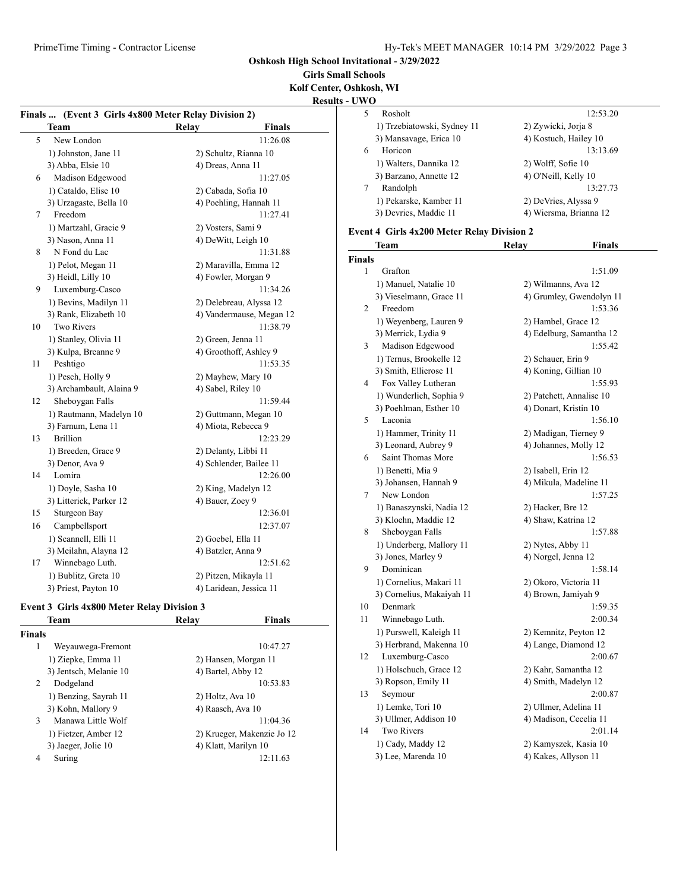**Oshkosh High School Invitational - 3/29/2022**

**Girls Small Schools**

**Kolf Center, Oshkosh, WI**

**Results - UWO**

### Finals ... (Event 3 Girls 4x800 Meter Relay Division 2)

| | Team | Relay | Finals |
|---|---|---|---|
| 5 | New London | | 11:26.08 |
| | 1) Johnston, Jane 11 | 2) Schultz, Rianna 10 | |
| | 3) Abba, Elsie 10 | 4) Dreas, Anna 11 | |
| 6 | Madison Edgewood | | 11:27.05 |
| | 1) Cataldo, Elise 10 | 2) Cabada, Sofia 10 | |
| | 3) Urzagaste, Bella 10 | 4) Poehling, Hannah 11 | |
| 7 | Freedom | | 11:27.41 |
| | 1) Martzahl, Gracie 9 | 2) Vosters, Sami 9 | |
| | 3) Nason, Anna 11 | 4) DeWitt, Leigh 10 | |
| 8 | N Fond du Lac | | 11:31.88 |
| | 1) Pelot, Megan 11 | 2) Maravilla, Emma 12 | |
| | 3) Heidl, Lilly 10 | 4) Fowler, Morgan 9 | |
| 9 | Luxemburg-Casco | | 11:34.26 |
| | 1) Bevins, Madilyn 11 | 2) Delebreau, Alyssa 12 | |
| | 3) Rank, Elizabeth 10 | 4) Vandermause, Megan 12 | |
| 10 | Two Rivers | | 11:38.79 |
| | 1) Stanley, Olivia 11 | 2) Green, Jenna 11 | |
| | 3) Kulpa, Breanne 9 | 4) Groothoff, Ashley 9 | |
| 11 | Peshtigo | | 11:53.35 |
| | 1) Pesch, Holly 9 | 2) Mayhew, Mary 10 | |
| | 3) Archambault, Alaina 9 | 4) Sabel, Riley 10 | |
| 12 | Sheboygan Falls | | 11:59.44 |
| | 1) Rautmann, Madelyn 10 | 2) Guttmann, Megan 10 | |
| | 3) Farnum, Lena 11 | 4) Miota, Rebecca 9 | |
| 13 | Brillion | | 12:23.29 |
| | 1) Breeden, Grace 9 | 2) Delanty, Libbi 11 | |
| | 3) Denor, Ava 9 | 4) Schlender, Bailee 11 | |
| 14 | Lomira | | 12:26.00 |
| | 1) Doyle, Sasha 10 | 2) King, Madelyn 12 | |
| | 3) Litterick, Parker 12 | 4) Bauer, Zoey 9 | |
| 15 | Sturgeon Bay | | 12:36.01 |
| 16 | Campbellsport | | 12:37.07 |
| | 1) Scannell, Elli 11 | 2) Goebel, Ella 11 | |
| | 3) Meilahn, Alayna 12 | 4) Batzler, Anna 9 | |
| 17 | Winnebago Luth. | | 12:51.62 |
| | 1) Bublitz, Greta 10 | 2) Pitzen, Mikayla 11 | |
| | 3) Priest, Payton 10 | 4) Laridean, Jessica 11 | |

### Event 3 Girls 4x800 Meter Relay Division 3

| | Team | Relay | Finals |
|---|---|---|---|
| **Finals** | | | |
| 1 | Weyauwega-Fremont | | 10:47.27 |
| | 1) Ziepke, Emma 11 | 2) Hansen, Morgan 11 | |
| | 3) Jentsch, Melanie 10 | 4) Bartel, Abby 12 | |
| 2 | Dodgeland | | 10:53.83 |
| | 1) Benzing, Sayrah 11 | 2) Holtz, Ava 10 | |
| | 3) Kohn, Mallory 9 | 4) Raasch, Ava 10 | |
| 3 | Manawa Little Wolf | | 11:04.36 |
| | 1) Fietzer, Amber 12 | 2) Krueger, Makenzie Jo 12 | |
| | 3) Jaeger, Jolie 10 | 4) Klatt, Marilyn 10 | |
| 4 | Suring | | 12:11.63 |
| 5 | Rosholt | | 12:53.20 |
| | 1) Trzebiatowski, Sydney 11 | 2) Zywicki, Jorja 8 | |
| | 3) Mansavage, Erica 10 | 4) Kostuch, Hailey 10 | |
| 6 | Horicon | | 13:13.69 |
| | 1) Walters, Dannika 12 | 2) Wolff, Sofie 10 | |
| | 3) Barzano, Annette 12 | 4) O'Neill, Kelly 10 | |
| 7 | Randolph | | 13:27.73 |
| | 1) Pekarske, Kamber 11 | 2) DeVries, Alyssa 9 | |
| | 3) Devries, Maddie 11 | 4) Wiersma, Brianna 12 | |

### Event 4 Girls 4x200 Meter Relay Division 2

| | Team | Relay | Finals |
|---|---|---|---|
| **Finals** | | | |
| 1 | Grafton | | 1:51.09 |
| | 1) Manuel, Natalie 10 | 2) Wilmanns, Ava 12 | |
| | 3) Vieselmann, Grace 11 | 4) Grumley, Gwendolyn 11 | |
| 2 | Freedom | | 1:53.36 |
| | 1) Weyenberg, Lauren 9 | 2) Hambel, Grace 12 | |
| | 3) Merrick, Lydia 9 | 4) Edelburg, Samantha 12 | |
| 3 | Madison Edgewood | | 1:55.42 |
| | 1) Ternus, Brookelle 12 | 2) Schauer, Erin 9 | |
| | 3) Smith, Ellierose 11 | 4) Koning, Gillian 10 | |
| 4 | Fox Valley Lutheran | | 1:55.93 |
| | 1) Wunderlich, Sophia 9 | 2) Patchett, Annalise 10 | |
| | 3) Poehlman, Esther 10 | 4) Donart, Kristin 10 | |
| 5 | Laconia | | 1:56.10 |
| | 1) Hammer, Trinity 11 | 2) Madigan, Tierney 9 | |
| | 3) Leonard, Aubrey 9 | 4) Johannes, Molly 12 | |
| 6 | Saint Thomas More | | 1:56.53 |
| | 1) Benetti, Mia 9 | 2) Isabell, Erin 12 | |
| | 3) Johansen, Hannah 9 | 4) Mikula, Madeline 11 | |
| 7 | New London | | 1:57.25 |
| | 1) Banaszynski, Nadia 12 | 2) Hacker, Bre 12 | |
| | 3) Kloehn, Maddie 12 | 4) Shaw, Katrina 12 | |
| 8 | Sheboygan Falls | | 1:57.88 |
| | 1) Underberg, Mallory 11 | 2) Nytes, Abby 11 | |
| | 3) Jones, Marley 9 | 4) Norgel, Jenna 12 | |
| 9 | Dominican | | 1:58.14 |
| | 1) Cornelius, Makari 11 | 2) Okoro, Victoria 11 | |
| | 3) Cornelius, Makaiyah 11 | 4) Brown, Jamiyah 9 | |
| 10 | Denmark | | 1:59.35 |
| 11 | Winnebago Luth. | | 2:00.34 |
| | 1) Purswell, Kaleigh 11 | 2) Kemnitz, Peyton 12 | |
| | 3) Herbrand, Makenna 10 | 4) Lange, Diamond 12 | |
| 12 | Luxemburg-Casco | | 2:00.67 |
| | 1) Holschuch, Grace 12 | 2) Kahr, Samantha 12 | |
| | 3) Ropson, Emily 11 | 4) Smith, Madelyn 12 | |
| 13 | Seymour | | 2:00.87 |
| | 1) Lemke, Tori 10 | 2) Ullmer, Adelina 11 | |
| | 3) Ullmer, Addison 10 | 4) Madison, Cecelia 11 | |
| 14 | Two Rivers | | 2:01.14 |
| | 1) Cady, Maddy 12 | 2) Kamyszek, Kasia 10 | |
| | 3) Lee, Marenda 10 | 4) Kakes, Allyson 11 | |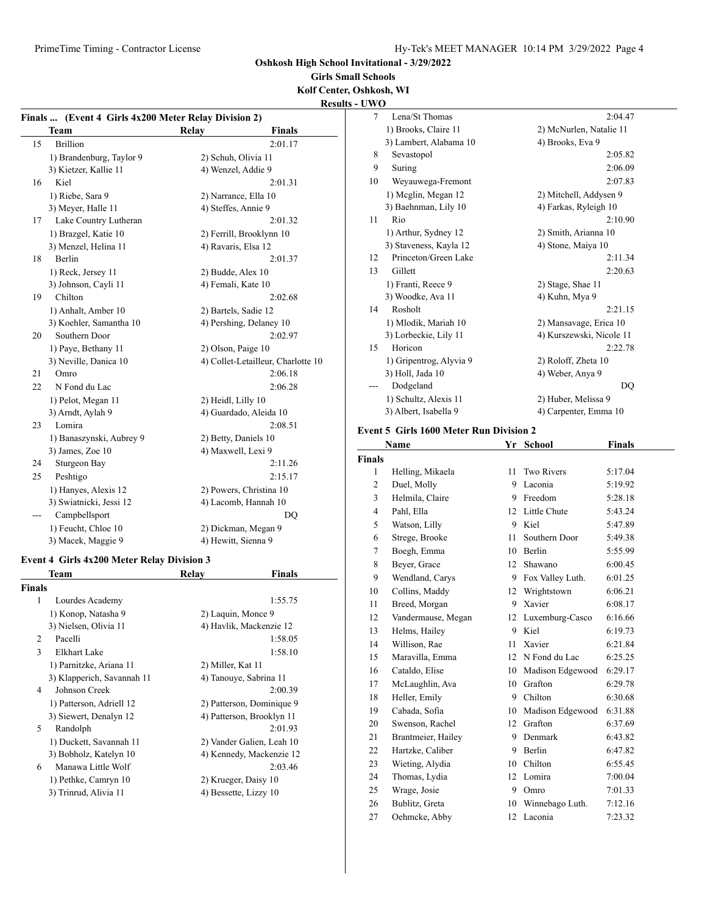**Oshkosh High School Invitational - 3/29/2022**

**Girls Small Schools**

**Kolf Center, Oshkosh, WI**

**Results - UWO**

### Finals ... (Event 4 Girls 4x200 Meter Relay Division 2)

| | Team | Relay | Finals |
|---|---|---|---|
| 15 | Brillion | | 2:01.17 |
| | 1) Brandenburg, Taylor 9 | 2) Schuh, Olivia 11 | |
| | 3) Kietzer, Kallie 11 | 4) Wenzel, Addie 9 | |
| 16 | Kiel | | 2:01.31 |
| | 1) Riebe, Sara 9 | 2) Narrance, Ella 10 | |
| | 3) Meyer, Halle 11 | 4) Steffes, Annie 9 | |
| 17 | Lake Country Lutheran | | 2:01.32 |
| | 1) Brazgel, Katie 10 | 2) Ferrill, Brooklynn 10 | |
| | 3) Menzel, Helina 11 | 4) Ravaris, Elsa 12 | |
| 18 | Berlin | | 2:01.37 |
| | 1) Reck, Jersey 11 | 2) Budde, Alex 10 | |
| | 3) Johnson, Cayli 11 | 4) Femali, Kate 10 | |
| 19 | Chilton | | 2:02.68 |
| | 1) Anhalt, Amber 10 | 2) Bartels, Sadie 12 | |
| | 3) Koehler, Samantha 10 | 4) Pershing, Delaney 10 | |
| 20 | Southern Door | | 2:02.97 |
| | 1) Paye, Bethany 11 | 2) Olson, Paige 10 | |
| | 3) Neville, Danica 10 | 4) Collet-Letailleur, Charlotte 10 | |
| 21 | Omro | | 2:06.18 |
| 22 | N Fond du Lac | | 2:06.28 |
| | 1) Pelot, Megan 11 | 2) Heidl, Lilly 10 | |
| | 3) Arndt, Aylah 9 | 4) Guardado, Aleida 10 | |
| 23 | Lomira | | 2:08.51 |
| | 1) Banaszynski, Aubrey 9 | 2) Betty, Daniels 10 | |
| | 3) James, Zoe 10 | 4) Maxwell, Lexi 9 | |
| 24 | Sturgeon Bay | | 2:11.26 |
| 25 | Peshtigo | | 2:15.17 |
| | 1) Hanyes, Alexis 12 | 2) Powers, Christina 10 | |
| | 3) Swiatnicki, Jessi 12 | 4) Lacomb, Hannah 10 | |
| --- | Campbellsport | | DQ |
| | 1) Feucht, Chloe 10 | 2) Dickman, Megan 9 | |
| | 3) Macek, Maggie 9 | 4) Hewitt, Sienna 9 | |

### Event 4 Girls 4x200 Meter Relay Division 3

| | Team | Relay | Finals |
|---|---|---|---|
| **Finals** | | | |
| 1 | Lourdes Academy | | 1:55.75 |
| | 1) Konop, Natasha 9 | 2) Laquin, Monce 9 | |
| | 3) Nielsen, Olivia 11 | 4) Havlik, Mackenzie 12 | |
| 2 | Pacelli | | 1:58.05 |
| 3 | Elkhart Lake | | 1:58.10 |
| | 1) Parnitzke, Ariana 11 | 2) Miller, Kat 11 | |
| | 3) Klapperich, Savannah 11 | 4) Tanouye, Sabrina 11 | |
| 4 | Johnson Creek | | 2:00.39 |
| | 1) Patterson, Adriell 12 | 2) Patterson, Dominique 9 | |
| | 3) Siewert, Denalyn 12 | 4) Patterson, Brooklyn 11 | |
| 5 | Randolph | | 2:01.93 |
| | 1) Duckett, Savannah 11 | 2) Vander Galien, Leah 10 | |
| | 3) Bobholz, Katelyn 10 | 4) Kennedy, Mackenzie 12 | |
| 6 | Manawa Little Wolf | | 2:03.46 |
| | 1) Pethke, Camryn 10 | 2) Krueger, Daisy 10 | |
| | 3) Trinrud, Alivia 11 | 4) Bessette, Lizzy 10 | |
| 7 | Lena/St Thomas | | 2:04.47 |
| | 1) Brooks, Claire 11 | 2) McNurlen, Natalie 11 | |
| | 3) Lambert, Alabama 10 | 4) Brooks, Eva 9 | |
| 8 | Sevastopol | | 2:05.82 |
| 9 | Suring | | 2:06.09 |
| 10 | Weyauwega-Fremont | | 2:07.83 |
| | 1) Mcglin, Megan 12 | 2) Mitchell, Addysen 9 | |
| | 3) Baehnman, Lily 10 | 4) Farkas, Ryleigh 10 | |
| 11 | Rio | | 2:10.90 |
| | 1) Arthur, Sydney 12 | 2) Smith, Arianna 10 | |
| | 3) Staveness, Kayla 12 | 4) Stone, Maiya 10 | |
| 12 | Princeton/Green Lake | | 2:11.34 |
| 13 | Gillett | | 2:20.63 |
| | 1) Franti, Reece 9 | 2) Stage, Shae 11 | |
| | 3) Woodke, Ava 11 | 4) Kuhn, Mya 9 | |
| 14 | Rosholt | | 2:21.15 |
| | 1) Mlodik, Mariah 10 | 2) Mansavage, Erica 10 | |
| | 3) Lorbeckie, Lily 11 | 4) Kurszewski, Nicole 11 | |
| 15 | Horicon | | 2:22.78 |
| | 1) Gripentrog, Alyvia 9 | 2) Roloff, Zheta 10 | |
| | 3) Holl, Jada 10 | 4) Weber, Anya 9 | |
| --- | Dodgeland | | DQ |
| | 1) Schultz, Alexis 11 | 2) Huber, Melissa 9 | |
| | 3) Albert, Isabella 9 | 4) Carpenter, Emma 10 | |

### Event 5 Girls 1600 Meter Run Division 2

| | Name | Yr | School | Finals |
|---|---|---|---|---|
| **Finals** | | | | |
| 1 | Helling, Mikaela | 11 | Two Rivers | 5:17.04 |
| 2 | Duel, Molly | 9 | Laconia | 5:19.92 |
| 3 | Helmila, Claire | 9 | Freedom | 5:28.18 |
| 4 | Pahl, Ella | 12 | Little Chute | 5:43.24 |
| 5 | Watson, Lilly | 9 | Kiel | 5:47.89 |
| 6 | Strege, Brooke | 11 | Southern Door | 5:49.38 |
| 7 | Boegh, Emma | 10 | Berlin | 5:55.99 |
| 8 | Beyer, Grace | 12 | Shawano | 6:00.45 |
| 9 | Wendland, Carys | 9 | Fox Valley Luth. | 6:01.25 |
| 10 | Collins, Maddy | 12 | Wrightstown | 6:06.21 |
| 11 | Breed, Morgan | 9 | Xavier | 6:08.17 |
| 12 | Vandermause, Megan | 12 | Luxemburg-Casco | 6:16.66 |
| 13 | Helms, Hailey | 9 | Kiel | 6:19.73 |
| 14 | Willison, Rae | 11 | Xavier | 6:21.84 |
| 15 | Maravilla, Emma | 12 | N Fond du Lac | 6:25.25 |
| 16 | Cataldo, Elise | 10 | Madison Edgewood | 6:29.17 |
| 17 | McLaughlin, Ava | 10 | Grafton | 6:29.78 |
| 18 | Heller, Emily | 9 | Chilton | 6:30.68 |
| 19 | Cabada, Sofia | 10 | Madison Edgewood | 6:31.88 |
| 20 | Swenson, Rachel | 12 | Grafton | 6:37.69 |
| 21 | Brantmeier, Hailey | 9 | Denmark | 6:43.82 |
| 22 | Hartzke, Caliber | 9 | Berlin | 6:47.82 |
| 23 | Wieting, Alydia | 10 | Chilton | 6:55.45 |
| 24 | Thomas, Lydia | 12 | Lomira | 7:00.04 |
| 25 | Wrage, Josie | 9 | Omro | 7:01.33 |
| 26 | Bublitz, Greta | 10 | Winnebago Luth. | 7:12.16 |
| 27 | Oehmcke, Abby | 12 | Laconia | 7:23.32 |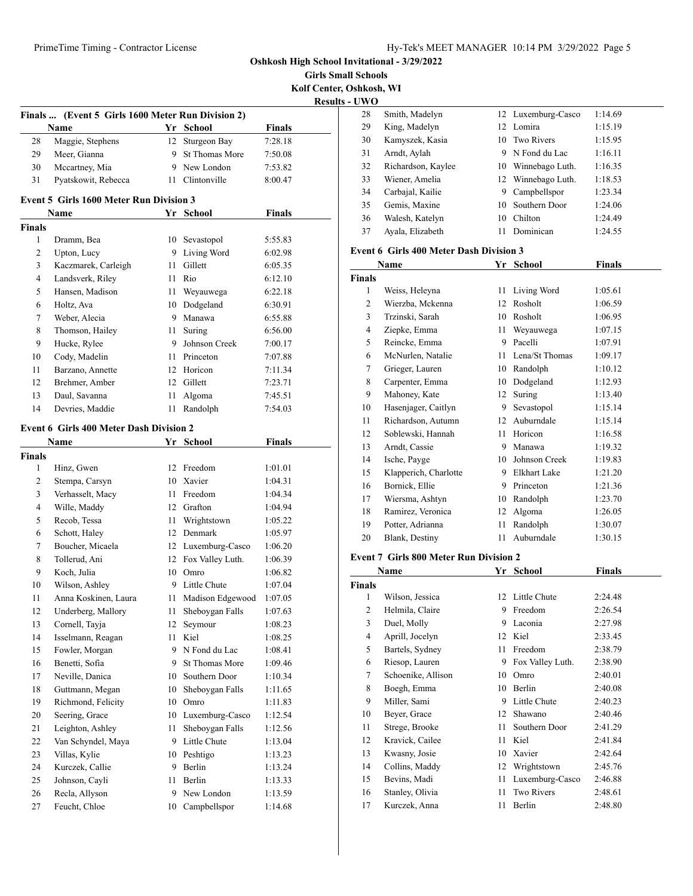**Oshkosh High School Invitational - 3/29/2022**

**Girls Small Schools**

**Kolf Center, Oshkosh, WI**

**Results - UWO**

### Finals ... (Event 5 Girls 1600 Meter Run Division 2)

| | Name | Yr | School | Finals |
|---|---|---|---|---|
| 28 | Maggie, Stephens | 12 | Sturgeon Bay | 7:28.18 |
| 29 | Meer, Gianna | 9 | St Thomas More | 7:50.08 |
| 30 | Mccartney, Mia | 9 | New London | 7:53.82 |
| 31 | Pyatskowit, Rebecca | 11 | Clintonville | 8:00.47 |

### Event 5 Girls 1600 Meter Run Division 3

| | Name | Yr | School | Finals |
|---|---|---|---|---|
| **Finals** | | | | |
| 1 | Dramm, Bea | 10 | Sevastopol | 5:55.83 |
| 2 | Upton, Lucy | 9 | Living Word | 6:02.98 |
| 3 | Kaczmarek, Carleigh | 11 | Gillett | 6:05.35 |
| 4 | Landsverk, Riley | 11 | Rio | 6:12.10 |
| 5 | Hansen, Madison | 11 | Weyauwega | 6:22.18 |
| 6 | Holtz, Ava | 10 | Dodgeland | 6:30.91 |
| 7 | Weber, Alecia | 9 | Manawa | 6:55.88 |
| 8 | Thomson, Hailey | 11 | Suring | 6:56.00 |
| 9 | Hucke, Rylee | 9 | Johnson Creek | 7:00.17 |
| 10 | Cody, Madelin | 11 | Princeton | 7:07.88 |
| 11 | Barzano, Annette | 12 | Horicon | 7:11.34 |
| 12 | Brehmer, Amber | 12 | Gillett | 7:23.71 |
| 13 | Daul, Savanna | 11 | Algoma | 7:45.51 |
| 14 | Devries, Maddie | 11 | Randolph | 7:54.03 |

### Event 6 Girls 400 Meter Dash Division 2

| | Name | Yr | School | Finals |
|---|---|---|---|---|
| **Finals** | | | | |
| 1 | Hinz, Gwen | 12 | Freedom | 1:01.01 |
| 2 | Stempa, Carsyn | 10 | Xavier | 1:04.31 |
| 3 | Verhasselt, Macy | 11 | Freedom | 1:04.34 |
| 4 | Wille, Maddy | 12 | Grafton | 1:04.94 |
| 5 | Recob, Tessa | 11 | Wrightstown | 1:05.22 |
| 6 | Schott, Haley | 12 | Denmark | 1:05.97 |
| 7 | Boucher, Micaela | 12 | Luxemburg-Casco | 1:06.20 |
| 8 | Tollerud, Ani | 12 | Fox Valley Luth. | 1:06.39 |
| 9 | Koch, Julia | 10 | Omro | 1:06.82 |
| 10 | Wilson, Ashley | 9 | Little Chute | 1:07.04 |
| 11 | Anna Koskinen, Laura | 11 | Madison Edgewood | 1:07.05 |
| 12 | Underberg, Mallory | 11 | Sheboygan Falls | 1:07.63 |
| 13 | Cornell, Tayja | 12 | Seymour | 1:08.23 |
| 14 | Isselmann, Reagan | 11 | Kiel | 1:08.25 |
| 15 | Fowler, Morgan | 9 | N Fond du Lac | 1:08.41 |
| 16 | Benetti, Sofia | 9 | St Thomas More | 1:09.46 |
| 17 | Neville, Danica | 10 | Southern Door | 1:10.34 |
| 18 | Guttmann, Megan | 10 | Sheboygan Falls | 1:11.65 |
| 19 | Richmond, Felicity | 10 | Omro | 1:11.83 |
| 20 | Seering, Grace | 10 | Luxemburg-Casco | 1:12.54 |
| 21 | Leighton, Ashley | 11 | Sheboygan Falls | 1:12.56 |
| 22 | Van Schyndel, Maya | 9 | Little Chute | 1:13.04 |
| 23 | Villas, Kylie | 10 | Peshtigo | 1:13.23 |
| 24 | Kurczek, Callie | 9 | Berlin | 1:13.24 |
| 25 | Johnson, Cayli | 11 | Berlin | 1:13.33 |
| 26 | Recla, Allyson | 9 | New London | 1:13.59 |
| 27 | Feucht, Chloe | 10 | Campbellspor | 1:14.68 |
| 28 | Smith, Madelyn | 12 | Luxemburg-Casco | 1:14.69 |
| 29 | King, Madelyn | 12 | Lomira | 1:15.19 |
| 30 | Kamyszek, Kasia | 10 | Two Rivers | 1:15.95 |
| 31 | Arndt, Aylah | 9 | N Fond du Lac | 1:16.11 |
| 32 | Richardson, Kaylee | 10 | Winnebago Luth. | 1:16.35 |
| 33 | Wiener, Amelia | 12 | Winnebago Luth. | 1:18.53 |
| 34 | Carbajal, Kailie | 9 | Campbellspor | 1:23.34 |
| 35 | Gemis, Maxine | 10 | Southern Door | 1:24.06 |
| 36 | Walesh, Katelyn | 10 | Chilton | 1:24.49 |
| 37 | Ayala, Elizabeth | 11 | Dominican | 1:24.55 |

### Event 6 Girls 400 Meter Dash Division 3

| | Name | Yr | School | Finals |
|---|---|---|---|---|
| **Finals** | | | | |
| 1 | Weiss, Heleyna | 11 | Living Word | 1:05.61 |
| 2 | Wierzba, Mckenna | 12 | Rosholt | 1:06.59 |
| 3 | Trzinski, Sarah | 10 | Rosholt | 1:06.95 |
| 4 | Ziepke, Emma | 11 | Weyauwega | 1:07.15 |
| 5 | Reincke, Emma | 9 | Pacelli | 1:07.91 |
| 6 | McNurlen, Natalie | 11 | Lena/St Thomas | 1:09.17 |
| 7 | Grieger, Lauren | 10 | Randolph | 1:10.12 |
| 8 | Carpenter, Emma | 10 | Dodgeland | 1:12.93 |
| 9 | Mahoney, Kate | 12 | Suring | 1:13.40 |
| 10 | Hasenjager, Caitlyn | 9 | Sevastopol | 1:15.14 |
| 11 | Richardson, Autumn | 12 | Auburndale | 1:15.14 |
| 12 | Soblewski, Hannah | 11 | Horicon | 1:16.58 |
| 13 | Arndt, Cassie | 9 | Manawa | 1:19.32 |
| 14 | Ische, Payge | 10 | Johnson Creek | 1:19.83 |
| 15 | Klapperich, Charlotte | 9 | Elkhart Lake | 1:21.20 |
| 16 | Bornick, Ellie | 9 | Princeton | 1:21.36 |
| 17 | Wiersma, Ashtyn | 10 | Randolph | 1:23.70 |
| 18 | Ramirez, Veronica | 12 | Algoma | 1:26.05 |
| 19 | Potter, Adrianna | 11 | Randolph | 1:30.07 |
| 20 | Blank, Destiny | 11 | Auburndale | 1:30.15 |

### Event 7 Girls 800 Meter Run Division 2

| | Name | Yr | School | Finals |
|---|---|---|---|---|
| **Finals** | | | | |
| 1 | Wilson, Jessica | 12 | Little Chute | 2:24.48 |
| 2 | Helmila, Claire | 9 | Freedom | 2:26.54 |
| 3 | Duel, Molly | 9 | Laconia | 2:27.98 |
| 4 | Aprill, Jocelyn | 12 | Kiel | 2:33.45 |
| 5 | Bartels, Sydney | 11 | Freedom | 2:38.79 |
| 6 | Riesop, Lauren | 9 | Fox Valley Luth. | 2:38.90 |
| 7 | Schoenike, Allison | 10 | Omro | 2:40.01 |
| 8 | Boegh, Emma | 10 | Berlin | 2:40.08 |
| 9 | Miller, Sami | 9 | Little Chute | 2:40.23 |
| 10 | Beyer, Grace | 12 | Shawano | 2:40.46 |
| 11 | Strege, Brooke | 11 | Southern Door | 2:41.29 |
| 12 | Kravick, Cailee | 11 | Kiel | 2:41.84 |
| 13 | Kwasny, Josie | 10 | Xavier | 2:42.64 |
| 14 | Collins, Maddy | 12 | Wrightstown | 2:45.76 |
| 15 | Bevins, Madi | 11 | Luxemburg-Casco | 2:46.88 |
| 16 | Stanley, Olivia | 11 | Two Rivers | 2:48.61 |
| 17 | Kurczek, Anna | 11 | Berlin | 2:48.80 |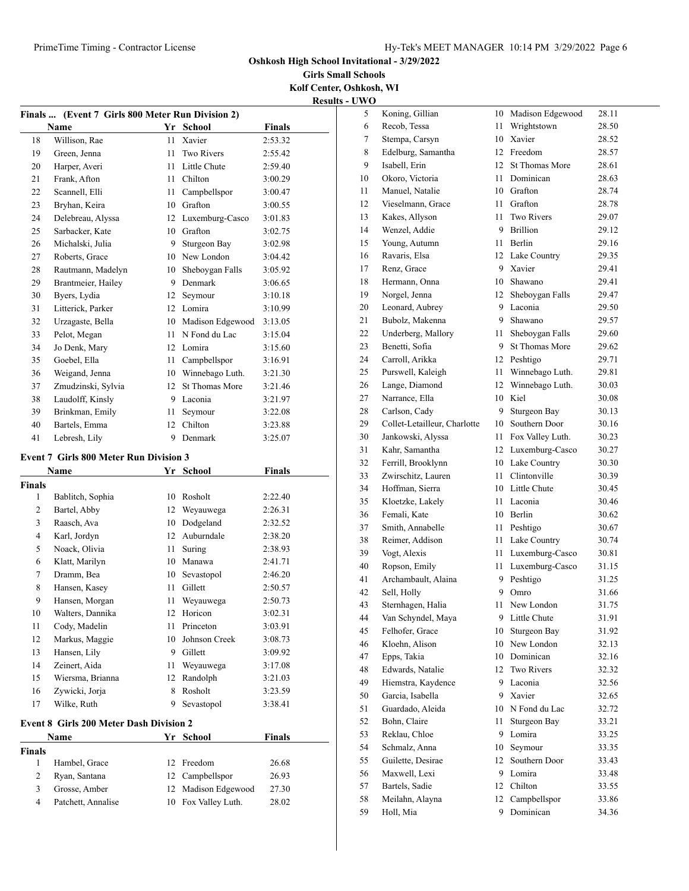## Oshkosh High School Invitational - 3/29/2022

**Girls Small Schools**

**Kolf Center, Oshkosh, WI**

**Results - UWO**

### Finals ... (Event 7 Girls 800 Meter Run Division 2)

| | Name | Yr | School | Finals |
|---|---|---|---|---|
| 18 | Willison, Rae | 11 | Xavier | 2:53.32 |
| 19 | Green, Jenna | 11 | Two Rivers | 2:55.42 |
| 20 | Harper, Averi | 11 | Little Chute | 2:59.40 |
| 21 | Frank, Afton | 11 | Chilton | 3:00.29 |
| 22 | Scannell, Elli | 11 | Campbellspor | 3:00.47 |
| 23 | Bryhan, Keira | 10 | Grafton | 3:00.55 |
| 24 | Delebreau, Alyssa | 12 | Luxemburg-Casco | 3:01.83 |
| 25 | Sarbacker, Kate | 10 | Grafton | 3:02.75 |
| 26 | Michalski, Julia | 9 | Sturgeon Bay | 3:02.98 |
| 27 | Roberts, Grace | 10 | New London | 3:04.42 |
| 28 | Rautmann, Madelyn | 10 | Sheboygan Falls | 3:05.92 |
| 29 | Brantmeier, Hailey | 9 | Denmark | 3:06.65 |
| 30 | Byers, Lydia | 12 | Seymour | 3:10.18 |
| 31 | Litterick, Parker | 12 | Lomira | 3:10.99 |
| 32 | Urzagaste, Bella | 10 | Madison Edgewood | 3:13.05 |
| 33 | Pelot, Megan | 11 | N Fond du Lac | 3:15.04 |
| 34 | Jo Denk, Mary | 12 | Lomira | 3:15.60 |
| 35 | Goebel, Ella | 11 | Campbellspor | 3:16.91 |
| 36 | Weigand, Jenna | 10 | Winnebago Luth. | 3:21.30 |
| 37 | Zmudzinski, Sylvia | 12 | St Thomas More | 3:21.46 |
| 38 | Laudolff, Kinsly | 9 | Laconia | 3:21.97 |
| 39 | Brinkman, Emily | 11 | Seymour | 3:22.08 |
| 40 | Bartels, Emma | 12 | Chilton | 3:23.88 |
| 41 | Lebresh, Lily | 9 | Denmark | 3:25.07 |

### Event 7 Girls 800 Meter Run Division 3

| | Name | Yr | School | Finals |
|---|---|---|---|---|
| **Finals** | | | | |
| 1 | Bablitch, Sophia | 10 | Rosholt | 2:22.40 |
| 2 | Bartel, Abby | 12 | Weyauwega | 2:26.31 |
| 3 | Raasch, Ava | 10 | Dodgeland | 2:32.52 |
| 4 | Karl, Jordyn | 12 | Auburndale | 2:38.20 |
| 5 | Noack, Olivia | 11 | Suring | 2:38.93 |
| 6 | Klatt, Marilyn | 10 | Manawa | 2:41.71 |
| 7 | Dramm, Bea | 10 | Sevastopol | 2:46.20 |
| 8 | Hansen, Kasey | 11 | Gillett | 2:50.57 |
| 9 | Hansen, Morgan | 11 | Weyauwega | 2:50.73 |
| 10 | Walters, Dannika | 12 | Horicon | 3:02.31 |
| 11 | Cody, Madelin | 11 | Princeton | 3:03.91 |
| 12 | Markus, Maggie | 10 | Johnson Creek | 3:08.73 |
| 13 | Hansen, Lily | 9 | Gillett | 3:09.92 |
| 14 | Zeinert, Aida | 11 | Weyauwega | 3:17.08 |
| 15 | Wiersma, Brianna | 12 | Randolph | 3:21.03 |
| 16 | Zywicki, Jorja | 8 | Rosholt | 3:23.59 |
| 17 | Wilke, Ruth | 9 | Sevastopol | 3:38.41 |

### Event 8 Girls 200 Meter Dash Division 2

| | Name | Yr | School | Finals |
|---|---|---|---|---|
| **Finals** | | | | |
| 1 | Hambel, Grace | 12 | Freedom | 26.68 |
| 2 | Ryan, Santana | 12 | Campbellspor | 26.93 |
| 3 | Grosse, Amber | 12 | Madison Edgewood | 27.30 |
| 4 | Patchett, Annalise | 10 | Fox Valley Luth. | 28.02 |
| 5 | Koning, Gillian | 10 | Madison Edgewood | 28.11 |
| 6 | Recob, Tessa | 11 | Wrightstown | 28.50 |
| 7 | Stempa, Carsyn | 10 | Xavier | 28.52 |
| 8 | Edelburg, Samantha | 12 | Freedom | 28.57 |
| 9 | Isabell, Erin | 12 | St Thomas More | 28.61 |
| 10 | Okoro, Victoria | 11 | Dominican | 28.63 |
| 11 | Manuel, Natalie | 10 | Grafton | 28.74 |
| 12 | Vieselmann, Grace | 11 | Grafton | 28.78 |
| 13 | Kakes, Allyson | 11 | Two Rivers | 29.07 |
| 14 | Wenzel, Addie | 9 | Brillion | 29.12 |
| 15 | Young, Autumn | 11 | Berlin | 29.16 |
| 16 | Ravaris, Elsa | 12 | Lake Country | 29.35 |
| 17 | Renz, Grace | 9 | Xavier | 29.41 |
| 18 | Hermann, Onna | 10 | Shawano | 29.41 |
| 19 | Norgel, Jenna | 12 | Sheboygan Falls | 29.47 |
| 20 | Leonard, Aubrey | 9 | Laconia | 29.50 |
| 21 | Bubolz, Makenna | 9 | Shawano | 29.57 |
| 22 | Underberg, Mallory | 11 | Sheboygan Falls | 29.60 |
| 23 | Benetti, Sofia | 9 | St Thomas More | 29.62 |
| 24 | Carroll, Arikka | 12 | Peshtigo | 29.71 |
| 25 | Purswell, Kaleigh | 11 | Winnebago Luth. | 29.81 |
| 26 | Lange, Diamond | 12 | Winnebago Luth. | 30.03 |
| 27 | Narrance, Ella | 10 | Kiel | 30.08 |
| 28 | Carlson, Cady | 9 | Sturgeon Bay | 30.13 |
| 29 | Collet-Letailleur, Charlotte | 10 | Southern Door | 30.16 |
| 30 | Jankowski, Alyssa | 11 | Fox Valley Luth. | 30.23 |
| 31 | Kahr, Samantha | 12 | Luxemburg-Casco | 30.27 |
| 32 | Ferrill, Brooklynn | 10 | Lake Country | 30.30 |
| 33 | Zwirschitz, Lauren | 11 | Clintonville | 30.39 |
| 34 | Hoffman, Sierra | 10 | Little Chute | 30.45 |
| 35 | Kloetzke, Lakely | 11 | Laconia | 30.46 |
| 36 | Femali, Kate | 10 | Berlin | 30.62 |
| 37 | Smith, Annabelle | 11 | Peshtigo | 30.67 |
| 38 | Reimer, Addison | 11 | Lake Country | 30.74 |
| 39 | Vogt, Alexis | 11 | Luxemburg-Casco | 30.81 |
| 40 | Ropson, Emily | 11 | Luxemburg-Casco | 31.15 |
| 41 | Archambault, Alaina | 9 | Peshtigo | 31.25 |
| 42 | Sell, Holly | 9 | Omro | 31.66 |
| 43 | Sternhagen, Halia | 11 | New London | 31.75 |
| 44 | Van Schyndel, Maya | 9 | Little Chute | 31.91 |
| 45 | Felhofer, Grace | 10 | Sturgeon Bay | 31.92 |
| 46 | Kloehn, Alison | 10 | New London | 32.13 |
| 47 | Epps, Takia | 10 | Dominican | 32.16 |
| 48 | Edwards, Natalie | 12 | Two Rivers | 32.32 |
| 49 | Hiemstra, Kaydence | 9 | Laconia | 32.56 |
| 50 | Garcia, Isabella | 9 | Xavier | 32.65 |
| 51 | Guardado, Aleida | 10 | N Fond du Lac | 32.72 |
| 52 | Bohn, Claire | 11 | Sturgeon Bay | 33.21 |
| 53 | Reklau, Chloe | 9 | Lomira | 33.25 |
| 54 | Schmalz, Anna | 10 | Seymour | 33.35 |
| 55 | Guilette, Desirae | 12 | Southern Door | 33.43 |
| 56 | Maxwell, Lexi | 9 | Lomira | 33.48 |
| 57 | Bartels, Sadie | 12 | Chilton | 33.55 |
| 58 | Meilahn, Alayna | 12 | Campbellspor | 33.86 |
| 59 | Holl, Mia | 9 | Dominican | 34.36 |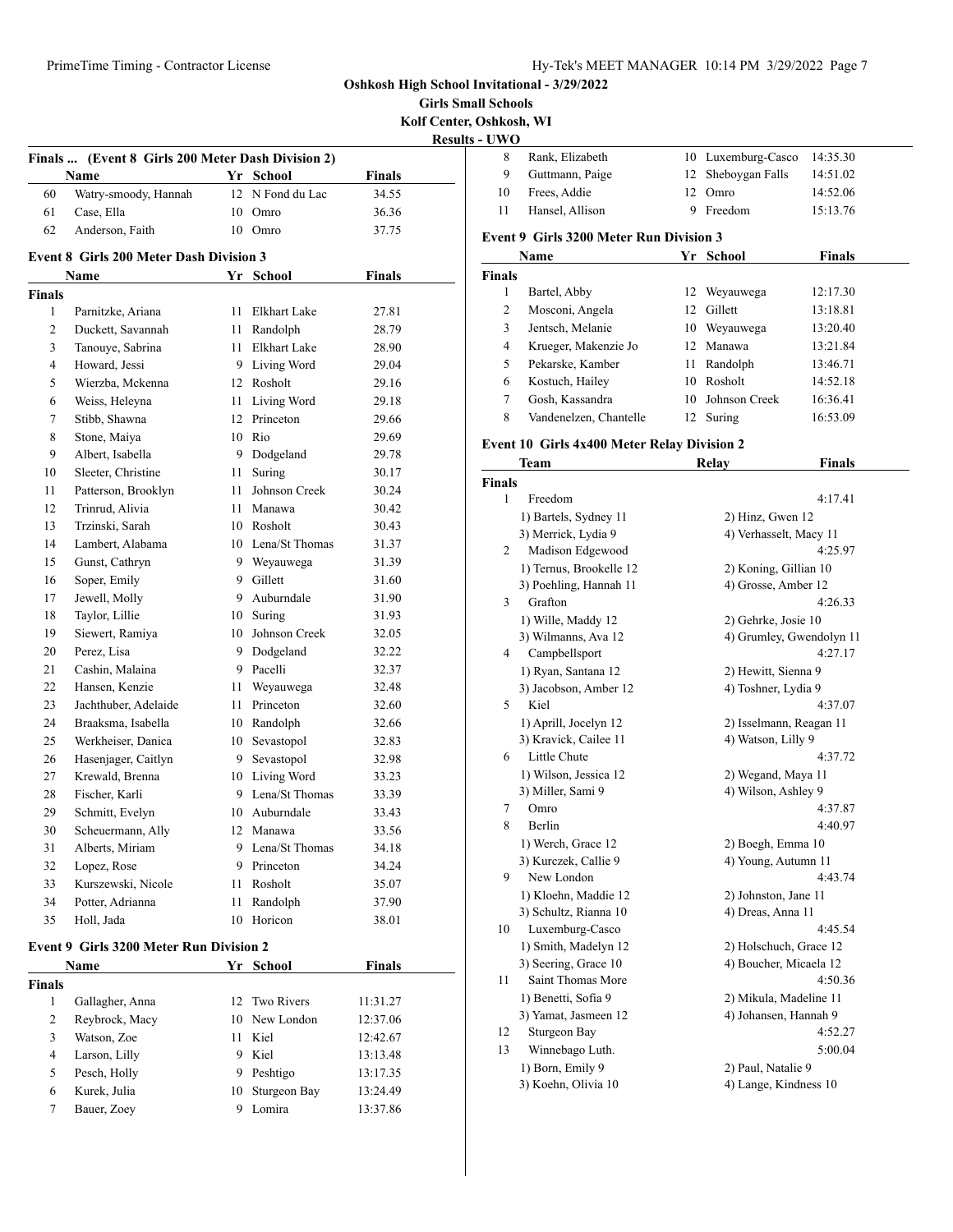**Oshkosh High School Invitational - 3/29/2022**

**Girls Small Schools**

**Kolf Center, Oshkosh, WI**

**Results - UWO**

### Finals ... (Event 8 Girls 200 Meter Dash Division 2)

| | Name | Yr | School | Finals |
|---|---|---|---|---|
| 60 | Watry-smoody, Hannah | 12 | N Fond du Lac | 34.55 |
| 61 | Case, Ella | 10 | Omro | 36.36 |
| 62 | Anderson, Faith | 10 | Omro | 37.75 |

### Event 8 Girls 200 Meter Dash Division 3

| | Name | Yr | School | Finals |
|---|---|---|---|---|
| **Finals** | | | | |
| 1 | Parnitzke, Ariana | 11 | Elkhart Lake | 27.81 |
| 2 | Duckett, Savannah | 11 | Randolph | 28.79 |
| 3 | Tanouye, Sabrina | 11 | Elkhart Lake | 28.90 |
| 4 | Howard, Jessi | 9 | Living Word | 29.04 |
| 5 | Wierzba, Mckenna | 12 | Rosholt | 29.16 |
| 6 | Weiss, Heleyna | 11 | Living Word | 29.18 |
| 7 | Stibb, Shawna | 12 | Princeton | 29.66 |
| 8 | Stone, Maiya | 10 | Rio | 29.69 |
| 9 | Albert, Isabella | 9 | Dodgeland | 29.78 |
| 10 | Sleeter, Christine | 11 | Suring | 30.17 |
| 11 | Patterson, Brooklyn | 11 | Johnson Creek | 30.24 |
| 12 | Trinrud, Alivia | 11 | Manawa | 30.42 |
| 13 | Trzinski, Sarah | 10 | Rosholt | 30.43 |
| 14 | Lambert, Alabama | 10 | Lena/St Thomas | 31.37 |
| 15 | Gunst, Cathryn | 9 | Weyauwega | 31.39 |
| 16 | Soper, Emily | 9 | Gillett | 31.60 |
| 17 | Jewell, Molly | 9 | Auburndale | 31.90 |
| 18 | Taylor, Lillie | 10 | Suring | 31.93 |
| 19 | Siewert, Ramiya | 10 | Johnson Creek | 32.05 |
| 20 | Perez, Lisa | 9 | Dodgeland | 32.22 |
| 21 | Cashin, Malaina | 9 | Pacelli | 32.37 |
| 22 | Hansen, Kenzie | 11 | Weyauwega | 32.48 |
| 23 | Jachthuber, Adelaide | 11 | Princeton | 32.60 |
| 24 | Braaksma, Isabella | 10 | Randolph | 32.66 |
| 25 | Werkheiser, Danica | 10 | Sevastopol | 32.83 |
| 26 | Hasenjager, Caitlyn | 9 | Sevastopol | 32.98 |
| 27 | Krewald, Brenna | 10 | Living Word | 33.23 |
| 28 | Fischer, Karli | 9 | Lena/St Thomas | 33.39 |
| 29 | Schmitt, Evelyn | 10 | Auburndale | 33.43 |
| 30 | Scheuermann, Ally | 12 | Manawa | 33.56 |
| 31 | Alberts, Miriam | 9 | Lena/St Thomas | 34.18 |
| 32 | Lopez, Rose | 9 | Princeton | 34.24 |
| 33 | Kurszewski, Nicole | 11 | Rosholt | 35.07 |
| 34 | Potter, Adrianna | 11 | Randolph | 37.90 |
| 35 | Holl, Jada | 10 | Horicon | 38.01 |

### Event 9 Girls 3200 Meter Run Division 2

| | Name | Yr | School | Finals |
|---|---|---|---|---|
| **Finals** | | | | |
| 1 | Gallagher, Anna | 12 | Two Rivers | 11:31.27 |
| 2 | Reybrock, Macy | 10 | New London | 12:37.06 |
| 3 | Watson, Zoe | 11 | Kiel | 12:42.67 |
| 4 | Larson, Lilly | 9 | Kiel | 13:13.48 |
| 5 | Pesch, Holly | 9 | Peshtigo | 13:17.35 |
| 6 | Kurek, Julia | 10 | Sturgeon Bay | 13:24.49 |
| 7 | Bauer, Zoey | 9 | Lomira | 13:37.86 |
| 8 | Rank, Elizabeth | 10 | Luxemburg-Casco | 14:35.30 |
| 9 | Guttmann, Paige | 12 | Sheboygan Falls | 14:51.02 |
| 10 | Frees, Addie | 12 | Omro | 14:52.06 |
| 11 | Hansel, Allison | 9 | Freedom | 15:13.76 |

### Event 9 Girls 3200 Meter Run Division 3

| | Name | Yr | School | Finals |
|---|---|---|---|---|
| **Finals** | | | | |
| 1 | Bartel, Abby | 12 | Weyauwega | 12:17.30 |
| 2 | Mosconi, Angela | 12 | Gillett | 13:18.81 |
| 3 | Jentsch, Melanie | 10 | Weyauwega | 13:20.40 |
| 4 | Krueger, Makenzie Jo | 12 | Manawa | 13:21.84 |
| 5 | Pekarske, Kamber | 11 | Randolph | 13:46.71 |
| 6 | Kostuch, Hailey | 10 | Rosholt | 14:52.18 |
| 7 | Gosh, Kassandra | 10 | Johnson Creek | 16:36.41 |
| 8 | Vandenelzen, Chantelle | 12 | Suring | 16:53.09 |

### Event 10 Girls 4x400 Meter Relay Division 2

| | Team | Relay | Finals |
|---|---|---|---|
| **Finals** | | | |
| 1 | Freedom | | 4:17.41 |
| | 1) Bartels, Sydney 11 | 2) Hinz, Gwen 12 | |
| | 3) Merrick, Lydia 9 | 4) Verhasselt, Macy 11 | |
| 2 | Madison Edgewood | | 4:25.97 |
| | 1) Ternus, Brookelle 12 | 2) Koning, Gillian 10 | |
| | 3) Poehling, Hannah 11 | 4) Grosse, Amber 12 | |
| 3 | Grafton | | 4:26.33 |
| | 1) Wille, Maddy 12 | 2) Gehrke, Josie 10 | |
| | 3) Wilmanns, Ava 12 | 4) Grumley, Gwendolyn 11 | |
| 4 | Campbellsport | | 4:27.17 |
| | 1) Ryan, Santana 12 | 2) Hewitt, Sienna 9 | |
| | 3) Jacobson, Amber 12 | 4) Toshner, Lydia 9 | |
| 5 | Kiel | | 4:37.07 |
| | 1) Aprill, Jocelyn 12 | 2) Isselmann, Reagan 11 | |
| | 3) Kravick, Cailee 11 | 4) Watson, Lilly 9 | |
| 6 | Little Chute | | 4:37.72 |
| | 1) Wilson, Jessica 12 | 2) Wegand, Maya 11 | |
| | 3) Miller, Sami 9 | 4) Wilson, Ashley 9 | |
| 7 | Omro | | 4:37.87 |
| 8 | Berlin | | 4:40.97 |
| | 1) Werch, Grace 12 | 2) Boegh, Emma 10 | |
| | 3) Kurczek, Callie 9 | 4) Young, Autumn 11 | |
| 9 | New London | | 4:43.74 |
| | 1) Kloehn, Maddie 12 | 2) Johnston, Jane 11 | |
| | 3) Schultz, Rianna 10 | 4) Dreas, Anna 11 | |
| 10 | Luxemburg-Casco | | 4:45.54 |
| | 1) Smith, Madelyn 12 | 2) Holschuch, Grace 12 | |
| | 3) Seering, Grace 10 | 4) Boucher, Micaela 12 | |
| 11 | Saint Thomas More | | 4:50.36 |
| | 1) Benetti, Sofia 9 | 2) Mikula, Madeline 11 | |
| | 3) Yamat, Jasmeen 12 | 4) Johansen, Hannah 9 | |
| 12 | Sturgeon Bay | | 4:52.27 |
| 13 | Winnebago Luth. | | 5:00.04 |
| | 1) Born, Emily 9 | 2) Paul, Natalie 9 | |
| | 3) Koehn, Olivia 10 | 4) Lange, Kindness 10 | |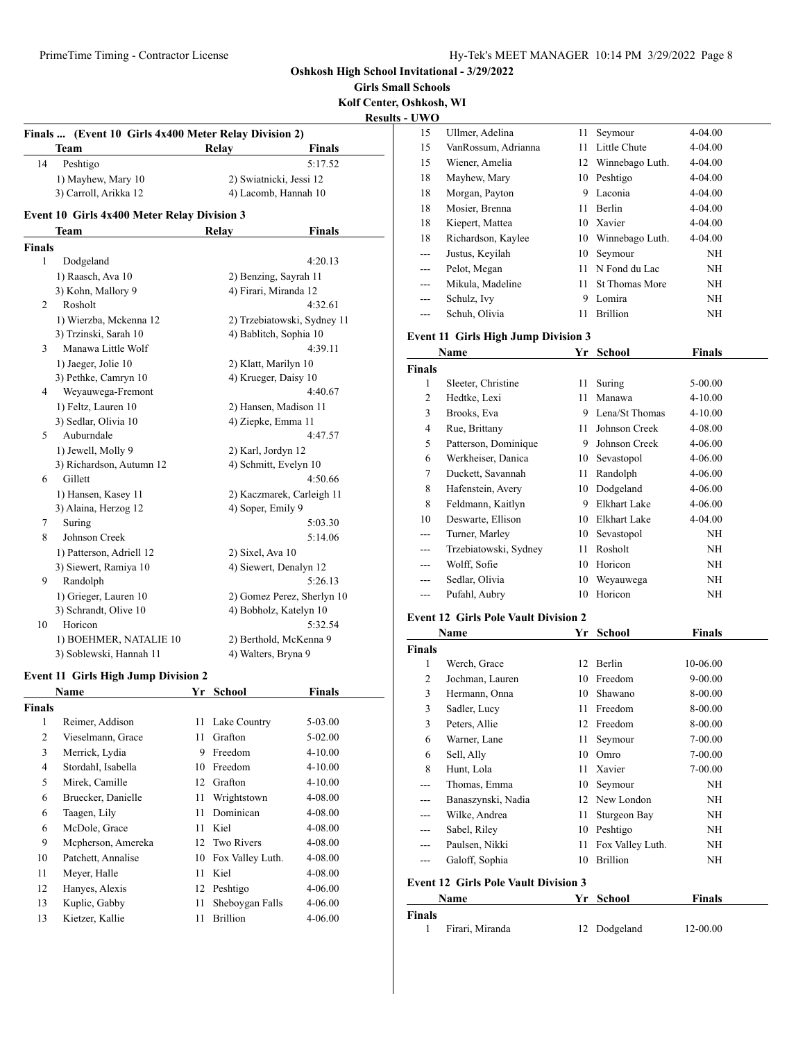**Oshkosh High School Invitational - 3/29/2022**

**Girls Small Schools**

**Kolf Center, Oshkosh, WI**

**Results - UWO**

### Finals ... (Event 10 Girls 4x400 Meter Relay Division 2)

| | Team | Relay | Finals |
|---|---|---|---|
| 14 | Peshtigo | | 5:17.52 |
| | 1) Mayhew, Mary 10 | 2) Swiatnicki, Jessi 12 | |
| | 3) Carroll, Arikka 12 | 4) Lacomb, Hannah 10 | |

### Event 10 Girls 4x400 Meter Relay Division 3

| | Team | Relay | Finals |
|---|---|---|---|
| **Finals** | | | |
| 1 | Dodgeland | | 4:20.13 |
| | 1) Raasch, Ava 10 | 2) Benzing, Sayrah 11 | |
| | 3) Kohn, Mallory 9 | 4) Firari, Miranda 12 | |
| 2 | Rosholt | | 4:32.61 |
| | 1) Wierzba, Mckenna 12 | 2) Trzebiatowski, Sydney 11 | |
| | 3) Trzinski, Sarah 10 | 4) Bablitch, Sophia 10 | |
| 3 | Manawa Little Wolf | | 4:39.11 |
| | 1) Jaeger, Jolie 10 | 2) Klatt, Marilyn 10 | |
| | 3) Pethke, Camryn 10 | 4) Krueger, Daisy 10 | |
| 4 | Weyauwega-Fremont | | 4:40.67 |
| | 1) Feltz, Lauren 10 | 2) Hansen, Madison 11 | |
| | 3) Sedlar, Olivia 10 | 4) Ziepke, Emma 11 | |
| 5 | Auburndale | | 4:47.57 |
| | 1) Jewell, Molly 9 | 2) Karl, Jordyn 12 | |
| | 3) Richardson, Autumn 12 | 4) Schmitt, Evelyn 10 | |
| 6 | Gillett | | 4:50.66 |
| | 1) Hansen, Kasey 11 | 2) Kaczmarek, Carleigh 11 | |
| | 3) Alaina, Herzog 12 | 4) Soper, Emily 9 | |
| 7 | Suring | | 5:03.30 |
| 8 | Johnson Creek | | 5:14.06 |
| | 1) Patterson, Adriell 12 | 2) Sixel, Ava 10 | |
| | 3) Siewert, Ramiya 10 | 4) Siewert, Denalyn 12 | |
| 9 | Randolph | | 5:26.13 |
| | 1) Grieger, Lauren 10 | 2) Gomez Perez, Sherlyn 10 | |
| | 3) Schrandt, Olive 10 | 4) Bobholz, Katelyn 10 | |
| 10 | Horicon | | 5:32.54 |
| | 1) BOEHMER, NATALIE 10 | 2) Berthold, McKenna 9 | |
| | 3) Soblewski, Hannah 11 | 4) Walters, Bryna 9 | |

### Event 11 Girls High Jump Division 2

| | Name | Yr | School | Finals |
|---|---|---|---|---|
| **Finals** | | | | |
| 1 | Reimer, Addison | 11 | Lake Country | 5-03.00 |
| 2 | Vieselmann, Grace | 11 | Grafton | 5-02.00 |
| 3 | Merrick, Lydia | 9 | Freedom | 4-10.00 |
| 4 | Stordahl, Isabella | 10 | Freedom | 4-10.00 |
| 5 | Mirek, Camille | 12 | Grafton | 4-10.00 |
| 6 | Bruecker, Danielle | 11 | Wrightstown | 4-08.00 |
| 6 | Taagen, Lily | 11 | Dominican | 4-08.00 |
| 6 | McDole, Grace | 11 | Kiel | 4-08.00 |
| 9 | Mcpherson, Amereka | 12 | Two Rivers | 4-08.00 |
| 10 | Patchett, Annalise | 10 | Fox Valley Luth. | 4-08.00 |
| 11 | Meyer, Halle | 11 | Kiel | 4-08.00 |
| 12 | Hanyes, Alexis | 12 | Peshtigo | 4-06.00 |
| 13 | Kuplic, Gabby | 11 | Sheboygan Falls | 4-06.00 |
| 13 | Kietzer, Kallie | 11 | Brillion | 4-06.00 |
| 15 | Ullmer, Adelina | 11 | Seymour | 4-04.00 |
| 15 | VanRossum, Adrianna | 11 | Little Chute | 4-04.00 |
| 15 | Wiener, Amelia | 12 | Winnebago Luth. | 4-04.00 |
| 18 | Mayhew, Mary | 10 | Peshtigo | 4-04.00 |
| 18 | Morgan, Payton | 9 | Laconia | 4-04.00 |
| 18 | Mosier, Brenna | 11 | Berlin | 4-04.00 |
| 18 | Kiepert, Mattea | 10 | Xavier | 4-04.00 |
| 18 | Richardson, Kaylee | 10 | Winnebago Luth. | 4-04.00 |
| --- | Justus, Keyilah | 10 | Seymour | NH |
| --- | Pelot, Megan | 11 | N Fond du Lac | NH |
| --- | Mikula, Madeline | 11 | St Thomas More | NH |
| --- | Schulz, Ivy | 9 | Lomira | NH |
| --- | Schuh, Olivia | 11 | Brillion | NH |

### Event 11 Girls High Jump Division 3

| | Name | Yr | School | Finals |
|---|---|---|---|---|
| **Finals** | | | | |
| 1 | Sleeter, Christine | 11 | Suring | 5-00.00 |
| 2 | Hedtke, Lexi | 11 | Manawa | 4-10.00 |
| 3 | Brooks, Eva | 9 | Lena/St Thomas | 4-10.00 |
| 4 | Rue, Brittany | 11 | Johnson Creek | 4-08.00 |
| 5 | Patterson, Dominique | 9 | Johnson Creek | 4-06.00 |
| 6 | Werkheiser, Danica | 10 | Sevastopol | 4-06.00 |
| 7 | Duckett, Savannah | 11 | Randolph | 4-06.00 |
| 8 | Hafenstein, Avery | 10 | Dodgeland | 4-06.00 |
| 8 | Feldmann, Kaitlyn | 9 | Elkhart Lake | 4-06.00 |
| 10 | Deswarte, Ellison | 10 | Elkhart Lake | 4-04.00 |
| --- | Turner, Marley | 10 | Sevastopol | NH |
| --- | Trzebiatowski, Sydney | 11 | Rosholt | NH |
| --- | Wolff, Sofie | 10 | Horicon | NH |
| --- | Sedlar, Olivia | 10 | Weyauwega | NH |
| --- | Pufahl, Aubry | 10 | Horicon | NH |

### Event 12 Girls Pole Vault Division 2

| | Name | Yr | School | Finals |
|---|---|---|---|---|
| **Finals** | | | | |
| 1 | Werch, Grace | 12 | Berlin | 10-06.00 |
| 2 | Jochman, Lauren | 10 | Freedom | 9-00.00 |
| 3 | Hermann, Onna | 10 | Shawano | 8-00.00 |
| 3 | Sadler, Lucy | 11 | Freedom | 8-00.00 |
| 3 | Peters, Allie | 12 | Freedom | 8-00.00 |
| 6 | Warner, Lane | 11 | Seymour | 7-00.00 |
| 6 | Sell, Ally | 10 | Omro | 7-00.00 |
| 8 | Hunt, Lola | 11 | Xavier | 7-00.00 |
| --- | Thomas, Emma | 10 | Seymour | NH |
| --- | Banaszynski, Nadia | 12 | New London | NH |
| --- | Wilke, Andrea | 11 | Sturgeon Bay | NH |
| --- | Sabel, Riley | 10 | Peshtigo | NH |
| --- | Paulsen, Nikki | 11 | Fox Valley Luth. | NH |
| --- | Galoff, Sophia | 10 | Brillion | NH |

### Event 12 Girls Pole Vault Division 3

| | Name | Yr | School | Finals |
|---|---|---|---|---|
| **Finals** | | | | |
| 1 | Firari, Miranda | 12 | Dodgeland | 12-00.00 |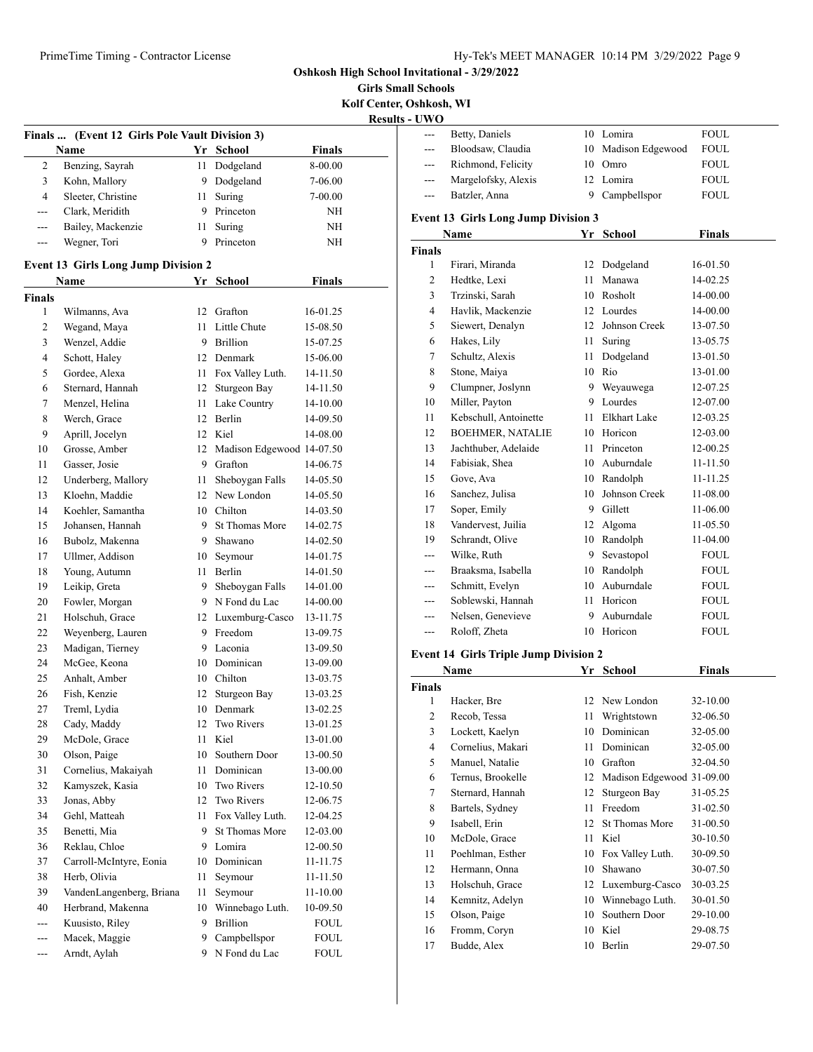**Oshkosh High School Invitational - 3/29/2022**

**Girls Small Schools**

**Kolf Center, Oshkosh, WI**

**Results - UWO**

### Finals ... (Event 12 Girls Pole Vault Division 3)

| | Name | Yr | School | Finals |
|---|---|---|---|---|
| 2 | Benzing, Sayrah | 11 | Dodgeland | 8-00.00 |
| 3 | Kohn, Mallory | 9 | Dodgeland | 7-06.00 |
| 4 | Sleeter, Christine | 11 | Suring | 7-00.00 |
| --- | Clark, Meridith | 9 | Princeton | NH |
| --- | Bailey, Mackenzie | 11 | Suring | NH |
| --- | Wegner, Tori | 9 | Princeton | NH |

### Event 13 Girls Long Jump Division 2

| | Name | Yr | School | Finals |
|---|---|---|---|---|
| **Finals** | | | | |
| 1 | Wilmanns, Ava | 12 | Grafton | 16-01.25 |
| 2 | Wegand, Maya | 11 | Little Chute | 15-08.50 |
| 3 | Wenzel, Addie | 9 | Brillion | 15-07.25 |
| 4 | Schott, Haley | 12 | Denmark | 15-06.00 |
| 5 | Gordee, Alexa | 11 | Fox Valley Luth. | 14-11.50 |
| 6 | Sternard, Hannah | 12 | Sturgeon Bay | 14-11.50 |
| 7 | Menzel, Helina | 11 | Lake Country | 14-10.00 |
| 8 | Werch, Grace | 12 | Berlin | 14-09.50 |
| 9 | Aprill, Jocelyn | 12 | Kiel | 14-08.00 |
| 10 | Grosse, Amber | 12 | Madison Edgewood | 14-07.50 |
| 11 | Gasser, Josie | 9 | Grafton | 14-06.75 |
| 12 | Underberg, Mallory | 11 | Sheboygan Falls | 14-05.50 |
| 13 | Kloehn, Maddie | 12 | New London | 14-05.50 |
| 14 | Koehler, Samantha | 10 | Chilton | 14-03.50 |
| 15 | Johansen, Hannah | 9 | St Thomas More | 14-02.75 |
| 16 | Bubolz, Makenna | 9 | Shawano | 14-02.50 |
| 17 | Ullmer, Addison | 10 | Seymour | 14-01.75 |
| 18 | Young, Autumn | 11 | Berlin | 14-01.50 |
| 19 | Leikip, Greta | 9 | Sheboygan Falls | 14-01.00 |
| 20 | Fowler, Morgan | 9 | N Fond du Lac | 14-00.00 |
| 21 | Holschuh, Grace | 12 | Luxemburg-Casco | 13-11.75 |
| 22 | Weyenberg, Lauren | 9 | Freedom | 13-09.75 |
| 23 | Madigan, Tierney | 9 | Laconia | 13-09.50 |
| 24 | McGee, Keona | 10 | Dominican | 13-09.00 |
| 25 | Anhalt, Amber | 10 | Chilton | 13-03.75 |
| 26 | Fish, Kenzie | 12 | Sturgeon Bay | 13-03.25 |
| 27 | Treml, Lydia | 10 | Denmark | 13-02.25 |
| 28 | Cady, Maddy | 12 | Two Rivers | 13-01.25 |
| 29 | McDole, Grace | 11 | Kiel | 13-01.00 |
| 30 | Olson, Paige | 10 | Southern Door | 13-00.50 |
| 31 | Cornelius, Makaiyah | 11 | Dominican | 13-00.00 |
| 32 | Kamyszek, Kasia | 10 | Two Rivers | 12-10.50 |
| 33 | Jonas, Abby | 12 | Two Rivers | 12-06.75 |
| 34 | Gehl, Matteah | 11 | Fox Valley Luth. | 12-04.25 |
| 35 | Benetti, Mia | 9 | St Thomas More | 12-03.00 |
| 36 | Reklau, Chloe | 9 | Lomira | 12-00.50 |
| 37 | Carroll-McIntyre, Eonia | 10 | Dominican | 11-11.75 |
| 38 | Herb, Olivia | 11 | Seymour | 11-11.50 |
| 39 | VandenLangenberg, Briana | 11 | Seymour | 11-10.00 |
| 40 | Herbrand, Makenna | 10 | Winnebago Luth. | 10-09.50 |
| --- | Kuusisto, Riley | 9 | Brillion | FOUL |
| --- | Macek, Maggie | 9 | Campbellspor | FOUL |
| --- | Arndt, Aylah | 9 | N Fond du Lac | FOUL |
| --- | Betty, Daniels | 10 | Lomira | FOUL |
| --- | Bloodsaw, Claudia | 10 | Madison Edgewood | FOUL |
| --- | Richmond, Felicity | 10 | Omro | FOUL |
| --- | Margelofsky, Alexis | 12 | Lomira | FOUL |
| --- | Batzler, Anna | 9 | Campbellspor | FOUL |

### Event 13 Girls Long Jump Division 3

| | Name | Yr | School | Finals |
|---|---|---|---|---|
| **Finals** | | | | |
| 1 | Firari, Miranda | 12 | Dodgeland | 16-01.50 |
| 2 | Hedtke, Lexi | 11 | Manawa | 14-02.25 |
| 3 | Trzinski, Sarah | 10 | Rosholt | 14-00.00 |
| 4 | Havlik, Mackenzie | 12 | Lourdes | 14-00.00 |
| 5 | Siewert, Denalyn | 12 | Johnson Creek | 13-07.50 |
| 6 | Hakes, Lily | 11 | Suring | 13-05.75 |
| 7 | Schultz, Alexis | 11 | Dodgeland | 13-01.50 |
| 8 | Stone, Maiya | 10 | Rio | 13-01.00 |
| 9 | Clumpner, Joslynn | 9 | Weyauwega | 12-07.25 |
| 10 | Miller, Payton | 9 | Lourdes | 12-07.00 |
| 11 | Kebschull, Antoinette | 11 | Elkhart Lake | 12-03.25 |
| 12 | BOEHMER, NATALIE | 10 | Horicon | 12-03.00 |
| 13 | Jachthuber, Adelaide | 11 | Princeton | 12-00.25 |
| 14 | Fabisiak, Shea | 10 | Auburndale | 11-11.50 |
| 15 | Gove, Ava | 10 | Randolph | 11-11.25 |
| 16 | Sanchez, Julisa | 10 | Johnson Creek | 11-08.00 |
| 17 | Soper, Emily | 9 | Gillett | 11-06.00 |
| 18 | Vandervest, Juilia | 12 | Algoma | 11-05.50 |
| 19 | Schrandt, Olive | 10 | Randolph | 11-04.00 |
| --- | Wilke, Ruth | 9 | Sevastopol | FOUL |
| --- | Braaksma, Isabella | 10 | Randolph | FOUL |
| --- | Schmitt, Evelyn | 10 | Auburndale | FOUL |
| --- | Soblewski, Hannah | 11 | Horicon | FOUL |
| --- | Nelsen, Genevieve | 9 | Auburndale | FOUL |
| --- | Roloff, Zheta | 10 | Horicon | FOUL |

### Event 14 Girls Triple Jump Division 2

| | Name | Yr | School | Finals |
|---|---|---|---|---|
| **Finals** | | | | |
| 1 | Hacker, Bre | 12 | New London | 32-10.00 |
| 2 | Recob, Tessa | 11 | Wrightstown | 32-06.50 |
| 3 | Lockett, Kaelyn | 10 | Dominican | 32-05.00 |
| 4 | Cornelius, Makari | 11 | Dominican | 32-05.00 |
| 5 | Manuel, Natalie | 10 | Grafton | 32-04.50 |
| 6 | Ternus, Brookelle | 12 | Madison Edgewood | 31-09.00 |
| 7 | Sternard, Hannah | 12 | Sturgeon Bay | 31-05.25 |
| 8 | Bartels, Sydney | 11 | Freedom | 31-02.50 |
| 9 | Isabell, Erin | 12 | St Thomas More | 31-00.50 |
| 10 | McDole, Grace | 11 | Kiel | 30-10.50 |
| 11 | Poehlman, Esther | 10 | Fox Valley Luth. | 30-09.50 |
| 12 | Hermann, Onna | 10 | Shawano | 30-07.50 |
| 13 | Holschuh, Grace | 12 | Luxemburg-Casco | 30-03.25 |
| 14 | Kemnitz, Adelyn | 10 | Winnebago Luth. | 30-01.50 |
| 15 | Olson, Paige | 10 | Southern Door | 29-10.00 |
| 16 | Fromm, Coryn | 10 | Kiel | 29-08.75 |
| 17 | Budde, Alex | 10 | Berlin | 29-07.50 |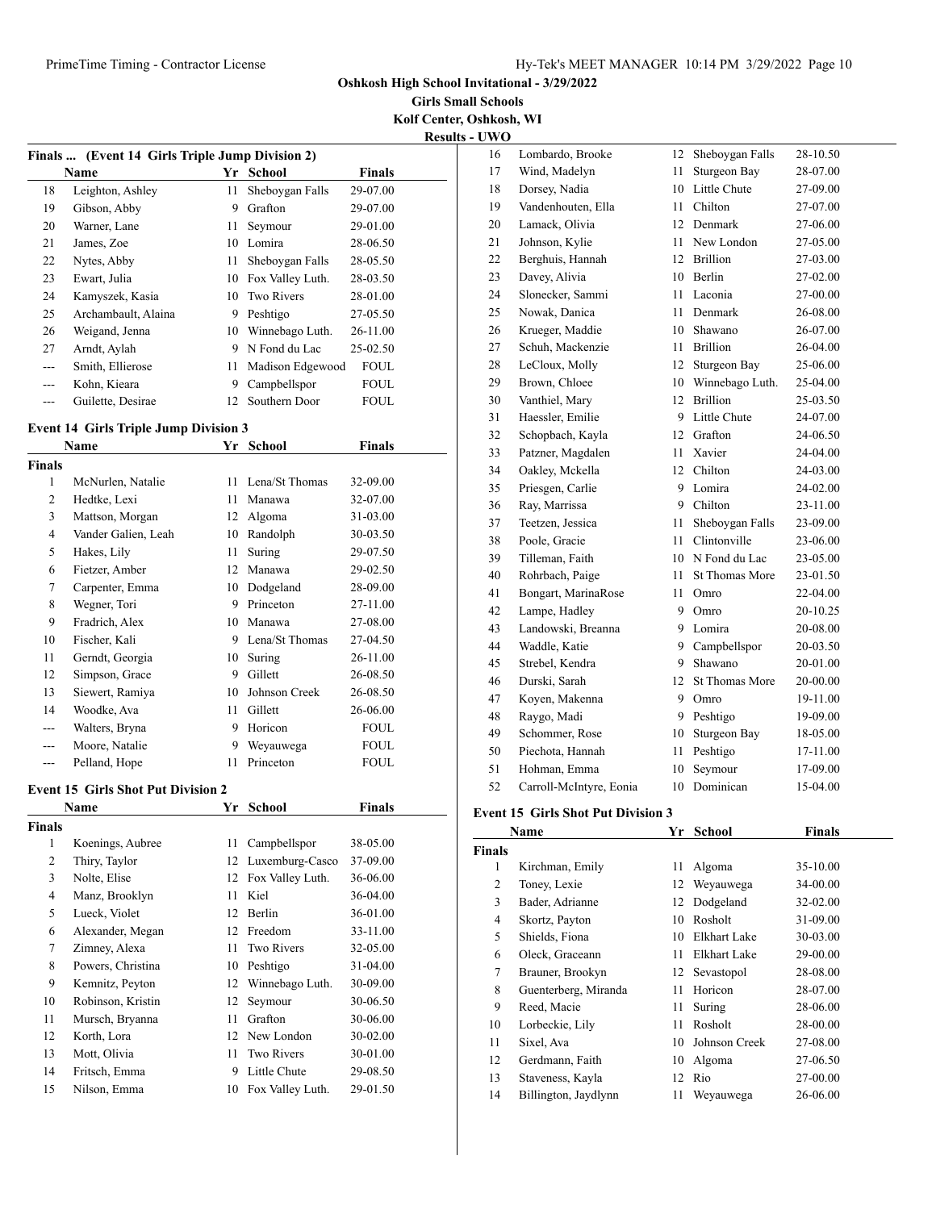# Oshkosh High School Invitational - 3/29/2022

**Girls Small Schools**

**Kolf Center, Oshkosh, WI**

**Results - UWO**

### Finals ... (Event 14 Girls Triple Jump Division 2)

| | Name | Yr | School | Finals |
|---|---|---|---|---|
| 18 | Leighton, Ashley | 11 | Sheboygan Falls | 29-07.00 |
| 19 | Gibson, Abby | 9 | Grafton | 29-07.00 |
| 20 | Warner, Lane | 11 | Seymour | 29-01.00 |
| 21 | James, Zoe | 10 | Lomira | 28-06.50 |
| 22 | Nytes, Abby | 11 | Sheboygan Falls | 28-05.50 |
| 23 | Ewart, Julia | 10 | Fox Valley Luth. | 28-03.50 |
| 24 | Kamyszek, Kasia | 10 | Two Rivers | 28-01.00 |
| 25 | Archambault, Alaina | 9 | Peshtigo | 27-05.50 |
| 26 | Weigand, Jenna | 10 | Winnebago Luth. | 26-11.00 |
| 27 | Arndt, Aylah | 9 | N Fond du Lac | 25-02.50 |
| --- | Smith, Ellierose | 11 | Madison Edgewood | FOUL |
| --- | Kohn, Kieara | 9 | Campbellspor | FOUL |
| --- | Guilette, Desirae | 12 | Southern Door | FOUL |

### Event 14 Girls Triple Jump Division 3

| | Name | Yr | School | Finals |
|---|---|---|---|---|
| **Finals** | | | | |
| 1 | McNurlen, Natalie | 11 | Lena/St Thomas | 32-09.00 |
| 2 | Hedtke, Lexi | 11 | Manawa | 32-07.00 |
| 3 | Mattson, Morgan | 12 | Algoma | 31-03.00 |
| 4 | Vander Galien, Leah | 10 | Randolph | 30-03.50 |
| 5 | Hakes, Lily | 11 | Suring | 29-07.50 |
| 6 | Fietzer, Amber | 12 | Manawa | 29-02.50 |
| 7 | Carpenter, Emma | 10 | Dodgeland | 28-09.00 |
| 8 | Wegner, Tori | 9 | Princeton | 27-11.00 |
| 9 | Fradrich, Alex | 10 | Manawa | 27-08.00 |
| 10 | Fischer, Kali | 9 | Lena/St Thomas | 27-04.50 |
| 11 | Gerndt, Georgia | 10 | Suring | 26-11.00 |
| 12 | Simpson, Grace | 9 | Gillett | 26-08.50 |
| 13 | Siewert, Ramiya | 10 | Johnson Creek | 26-08.50 |
| 14 | Woodke, Ava | 11 | Gillett | 26-06.00 |
| --- | Walters, Bryna | 9 | Horicon | FOUL |
| --- | Moore, Natalie | 9 | Weyauwega | FOUL |
| --- | Pelland, Hope | 11 | Princeton | FOUL |

### Event 15 Girls Shot Put Division 2

| | Name | Yr | School | Finals |
|---|---|---|---|---|
| **Finals** | | | | |
| 1 | Koenings, Aubree | 11 | Campbellspor | 38-05.00 |
| 2 | Thiry, Taylor | 12 | Luxemburg-Casco | 37-09.00 |
| 3 | Nolte, Elise | 12 | Fox Valley Luth. | 36-06.00 |
| 4 | Manz, Brooklyn | 11 | Kiel | 36-04.00 |
| 5 | Lueck, Violet | 12 | Berlin | 36-01.00 |
| 6 | Alexander, Megan | 12 | Freedom | 33-11.00 |
| 7 | Zimney, Alexa | 11 | Two Rivers | 32-05.00 |
| 8 | Powers, Christina | 10 | Peshtigo | 31-04.00 |
| 9 | Kemnitz, Peyton | 12 | Winnebago Luth. | 30-09.00 |
| 10 | Robinson, Kristin | 12 | Seymour | 30-06.50 |
| 11 | Mursch, Bryanna | 11 | Grafton | 30-06.00 |
| 12 | Korth, Lora | 12 | New London | 30-02.00 |
| 13 | Mott, Olivia | 11 | Two Rivers | 30-01.00 |
| 14 | Fritsch, Emma | 9 | Little Chute | 29-08.50 |
| 15 | Nilson, Emma | 10 | Fox Valley Luth. | 29-01.50 |
| 16 | Lombardo, Brooke | 12 | Sheboygan Falls | 28-10.50 |
| 17 | Wind, Madelyn | 11 | Sturgeon Bay | 28-07.00 |
| 18 | Dorsey, Nadia | 10 | Little Chute | 27-09.00 |
| 19 | Vandenhouten, Ella | 11 | Chilton | 27-07.00 |
| 20 | Lamack, Olivia | 12 | Denmark | 27-06.00 |
| 21 | Johnson, Kylie | 11 | New London | 27-05.00 |
| 22 | Berghuis, Hannah | 12 | Brillion | 27-03.00 |
| 23 | Davey, Alivia | 10 | Berlin | 27-02.00 |
| 24 | Slonecker, Sammi | 11 | Laconia | 27-00.00 |
| 25 | Nowak, Danica | 11 | Denmark | 26-08.00 |
| 26 | Krueger, Maddie | 10 | Shawano | 26-07.00 |
| 27 | Schuh, Mackenzie | 11 | Brillion | 26-04.00 |
| 28 | LeCloux, Molly | 12 | Sturgeon Bay | 25-06.00 |
| 29 | Brown, Chloee | 10 | Winnebago Luth. | 25-04.00 |
| 30 | Vanthiel, Mary | 12 | Brillion | 25-03.50 |
| 31 | Haessler, Emilie | 9 | Little Chute | 24-07.00 |
| 32 | Schopbach, Kayla | 12 | Grafton | 24-06.50 |
| 33 | Patzner, Magdalen | 11 | Xavier | 24-04.00 |
| 34 | Oakley, Mckella | 12 | Chilton | 24-03.00 |
| 35 | Priesgen, Carlie | 9 | Lomira | 24-02.00 |
| 36 | Ray, Marrissa | 9 | Chilton | 23-11.00 |
| 37 | Teetzen, Jessica | 11 | Sheboygan Falls | 23-09.00 |
| 38 | Poole, Gracie | 11 | Clintonville | 23-06.00 |
| 39 | Tilleman, Faith | 10 | N Fond du Lac | 23-05.00 |
| 40 | Rohrbach, Paige | 11 | St Thomas More | 23-01.50 |
| 41 | Bongart, MarinaRose | 11 | Omro | 22-04.00 |
| 42 | Lampe, Hadley | 9 | Omro | 20-10.25 |
| 43 | Landowski, Breanna | 9 | Lomira | 20-08.00 |
| 44 | Waddle, Katie | 9 | Campbellspor | 20-03.50 |
| 45 | Strebel, Kendra | 9 | Shawano | 20-01.00 |
| 46 | Durski, Sarah | 12 | St Thomas More | 20-00.00 |
| 47 | Koyen, Makenna | 9 | Omro | 19-11.00 |
| 48 | Raygo, Madi | 9 | Peshtigo | 19-09.00 |
| 49 | Schommer, Rose | 10 | Sturgeon Bay | 18-05.00 |
| 50 | Piechota, Hannah | 11 | Peshtigo | 17-11.00 |
| 51 | Hohman, Emma | 10 | Seymour | 17-09.00 |
| 52 | Carroll-McIntyre, Eonia | 10 | Dominican | 15-04.00 |

### Event 15 Girls Shot Put Division 3

| | Name | Yr | School | Finals |
|---|---|---|---|---|
| **Finals** | | | | |
| 1 | Kirchman, Emily | 11 | Algoma | 35-10.00 |
| 2 | Toney, Lexie | 12 | Weyauwega | 34-00.00 |
| 3 | Bader, Adrianne | 12 | Dodgeland | 32-02.00 |
| 4 | Skortz, Payton | 10 | Rosholt | 31-09.00 |
| 5 | Shields, Fiona | 10 | Elkhart Lake | 30-03.00 |
| 6 | Oleck, Graceann | 11 | Elkhart Lake | 29-00.00 |
| 7 | Brauner, Brookyn | 12 | Sevastopol | 28-08.00 |
| 8 | Guenterberg, Miranda | 11 | Horicon | 28-07.00 |
| 9 | Reed, Macie | 11 | Suring | 28-06.00 |
| 10 | Lorbeckie, Lily | 11 | Rosholt | 28-00.00 |
| 11 | Sixel, Ava | 10 | Johnson Creek | 27-08.00 |
| 12 | Gerdmann, Faith | 10 | Algoma | 27-06.50 |
| 13 | Staveness, Kayla | 12 | Rio | 27-00.00 |
| 14 | Billington, Jaydlynn | 11 | Weyauwega | 26-06.00 |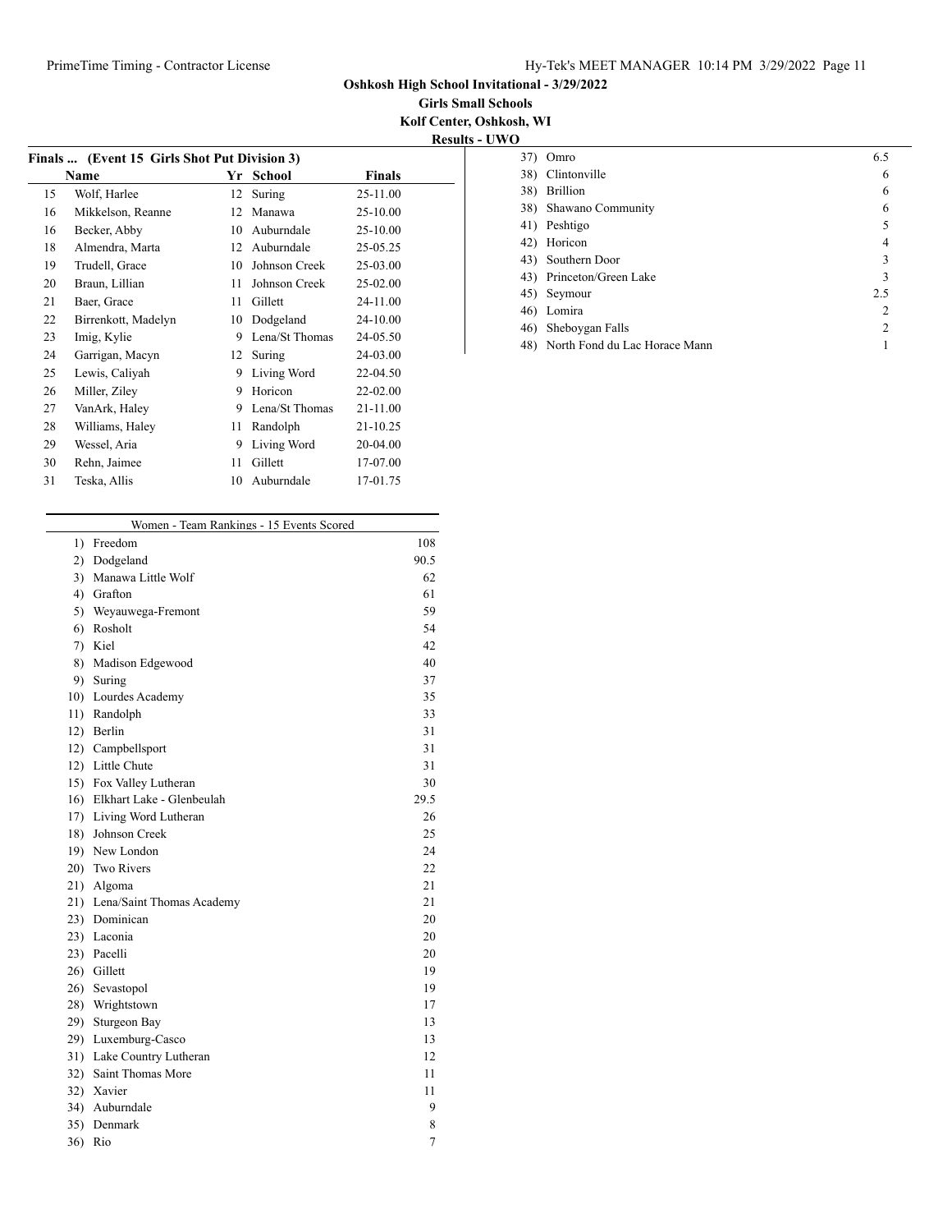## Oshkosh High School Invitational - 3/29/2022

### Girls Small Schools

### Kolf Center, Oshkosh, WI

### Results - UWO

**Finals ... (Event 15 Girls Shot Put Division 3)**

| | Name | Yr | School | Finals |
|---|---|---|---|---|
| 15 | Wolf, Harlee | 12 | Suring | 25-11.00 |
| 16 | Mikkelson, Reanne | 12 | Manawa | 25-10.00 |
| 16 | Becker, Abby | 10 | Auburndale | 25-10.00 |
| 18 | Almendra, Marta | 12 | Auburndale | 25-05.25 |
| 19 | Trudell, Grace | 10 | Johnson Creek | 25-03.00 |
| 20 | Braun, Lillian | 11 | Johnson Creek | 25-02.00 |
| 21 | Baer, Grace | 11 | Gillett | 24-11.00 |
| 22 | Birrenkott, Madelyn | 10 | Dodgeland | 24-10.00 |
| 23 | Imig, Kylie | 9 | Lena/St Thomas | 24-05.50 |
| 24 | Garrigan, Macyn | 12 | Suring | 24-03.00 |
| 25 | Lewis, Caliyah | 9 | Living Word | 22-04.50 |
| 26 | Miller, Ziley | 9 | Horicon | 22-02.00 |
| 27 | VanArk, Haley | 9 | Lena/St Thomas | 21-11.00 |
| 28 | Williams, Haley | 11 | Randolph | 21-10.25 |
| 29 | Wessel, Aria | 9 | Living Word | 20-04.00 |
| 30 | Rehn, Jaimee | 11 | Gillett | 17-07.00 |
| 31 | Teska, Allis | 10 | Auburndale | 17-01.75 |

**Women - Team Rankings - 15 Events Scored**

| | | |
|---|---|---|
| 1) | Freedom | 108 |
| 2) | Dodgeland | 90.5 |
| 3) | Manawa Little Wolf | 62 |
| 4) | Grafton | 61 |
| 5) | Weyauwega-Fremont | 59 |
| 6) | Rosholt | 54 |
| 7) | Kiel | 42 |
| 8) | Madison Edgewood | 40 |
| 9) | Suring | 37 |
| 10) | Lourdes Academy | 35 |
| 11) | Randolph | 33 |
| 12) | Berlin | 31 |
| 12) | Campbellsport | 31 |
| 12) | Little Chute | 31 |
| 15) | Fox Valley Lutheran | 30 |
| 16) | Elkhart Lake - Glenbeulah | 29.5 |
| 17) | Living Word Lutheran | 26 |
| 18) | Johnson Creek | 25 |
| 19) | New London | 24 |
| 20) | Two Rivers | 22 |
| 21) | Algoma | 21 |
| 21) | Lena/Saint Thomas Academy | 21 |
| 23) | Dominican | 20 |
| 23) | Laconia | 20 |
| 23) | Pacelli | 20 |
| 26) | Gillett | 19 |
| 26) | Sevastopol | 19 |
| 28) | Wrightstown | 17 |
| 29) | Sturgeon Bay | 13 |
| 29) | Luxemburg-Casco | 13 |
| 31) | Lake Country Lutheran | 12 |
| 32) | Saint Thomas More | 11 |
| 32) | Xavier | 11 |
| 34) | Auburndale | 9 |
| 35) | Denmark | 8 |
| 36) | Rio | 7 |
| 37) | Omro | 6.5 |
| 38) | Clintonville | 6 |
| 38) | Brillion | 6 |
| 38) | Shawano Community | 6 |
| 41) | Peshtigo | 5 |
| 42) | Horicon | 4 |
| 43) | Southern Door | 3 |
| 43) | Princeton/Green Lake | 3 |
| 45) | Seymour | 2.5 |
| 46) | Lomira | 2 |
| 46) | Sheboygan Falls | 2 |
| 48) | North Fond du Lac Horace Mann | 1 |